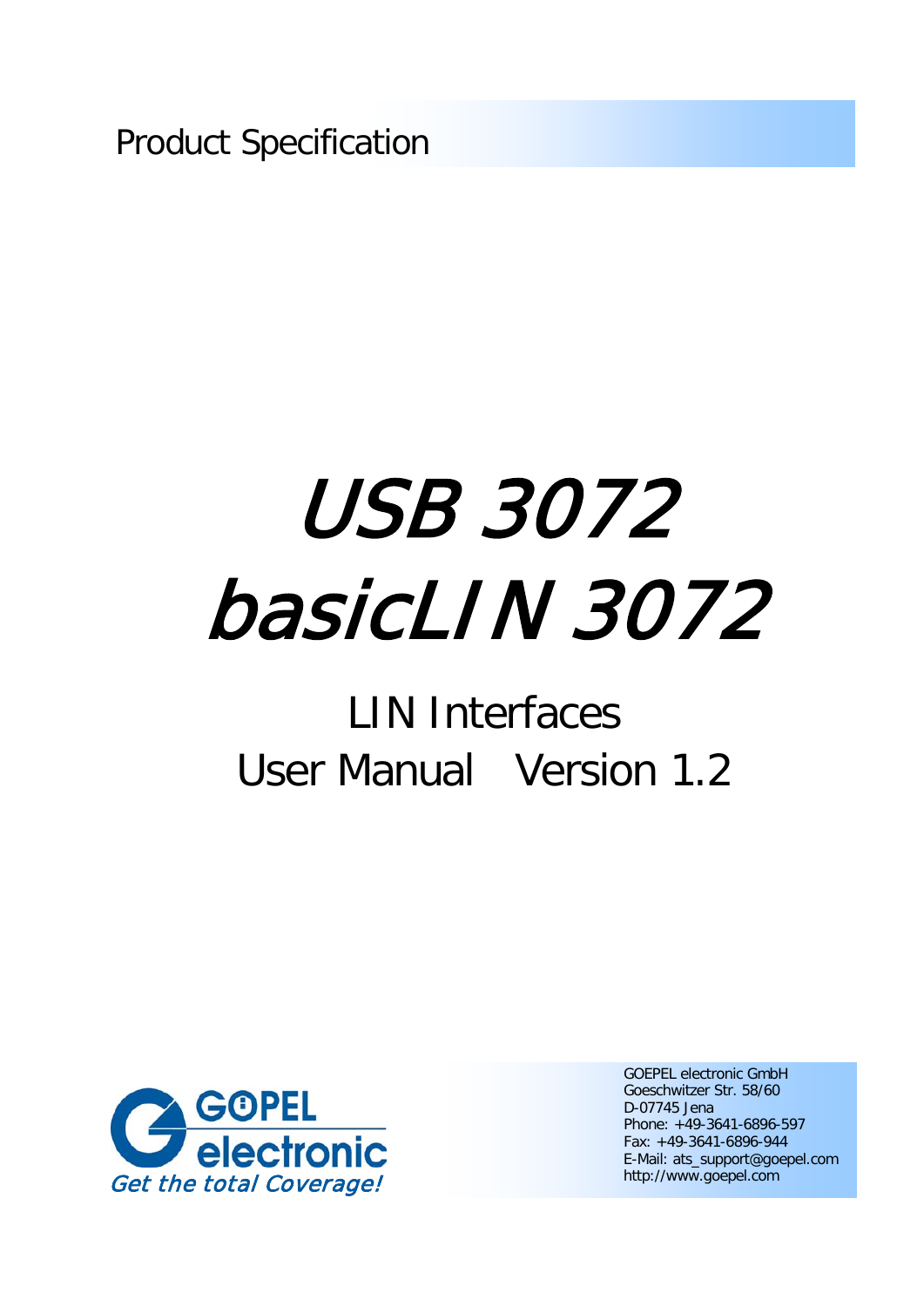Product Specification

# *USB 3072*

# *basicLIN 3072*

## LIN Interfaces

## User Manual   Version 1.2

GOEPEL electronic

*Get the total Coverage!*

GOEPEL electronic GmbH
Goeschwitzer Str. 58/60
D-07745 Jena
Phone: +49-3641-6896-597
Fax: +49-3641-6896-944
E-Mail: ats_support@goepel.com
http://www.goepel.com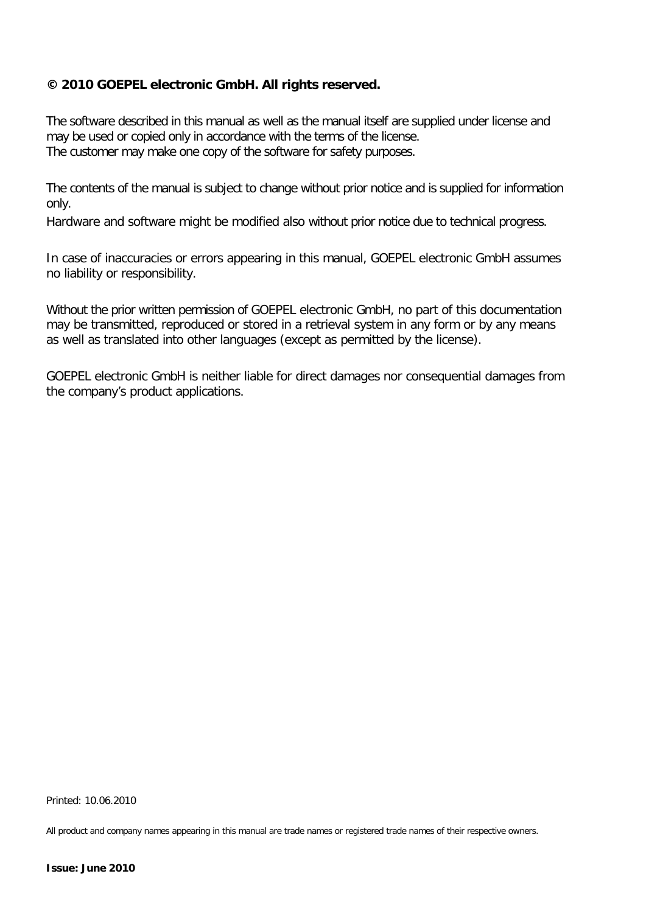**© 2010 GOEPEL electronic GmbH. All rights reserved.**

The software described in this manual as well as the manual itself are supplied under license and may be used or copied only in accordance with the terms of the license.
The customer may make one copy of the software for safety purposes.

The contents of the manual is subject to change without prior notice and is supplied for information only.

Hardware and software might be modified also without prior notice due to technical progress.

In case of inaccuracies or errors appearing in this manual, GOEPEL electronic GmbH assumes no liability or responsibility.

Without the prior written permission of GOEPEL electronic GmbH, no part of this documentation may be transmitted, reproduced or stored in a retrieval system in any form or by any means as well as translated into other languages (except as permitted by the license).

GOEPEL electronic GmbH is neither liable for direct damages nor consequential damages from the company's product applications.

Printed: 10.06.2010

All product and company names appearing in this manual are trade names or registered trade names of their respective owners.

**Issue: June 2010**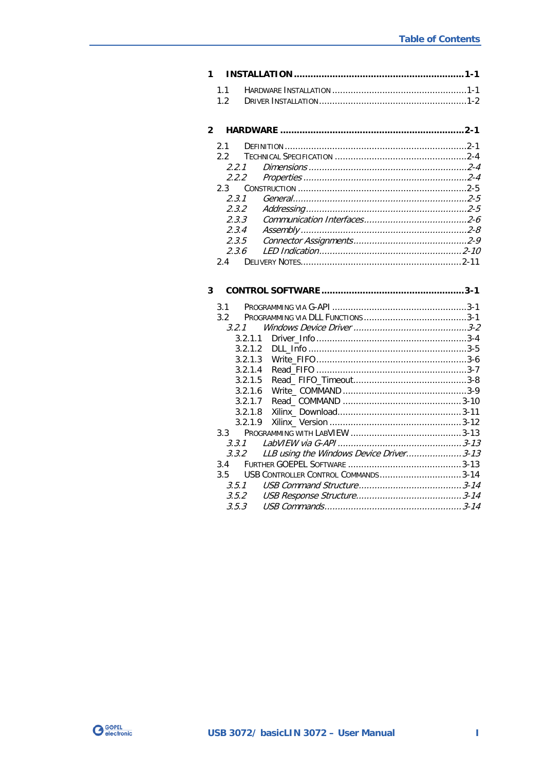# Table of Contents

**1 INSTALLATION ............................................................ 1-1**

1.1 HARDWARE INSTALLATION ............................................ 1-1
1.2 DRIVER INSTALLATION ................................................. 1-2

**2 HARDWARE ................................................................. 2-1**

2.1 DEFINITION ................................................................ 2-1
2.2 TECHNICAL SPECIFICATION .......................................... 2-4
*2.2.1 Dimensions ........................................................ 2-4*
*2.2.2 Properties .......................................................... 2-4*
2.3 CONSTRUCTION .......................................................... 2-5
*2.3.1 General .............................................................. 2-5*
*2.3.2 Addressing ......................................................... 2-5*
*2.3.3 Communication Interfaces .................................... 2-6*
*2.3.4 Assembly ............................................................ 2-8*
*2.3.5 Connector Assignments ........................................ 2-9*
*2.3.6 LED Indication .................................................. 2-10*
2.4 DELIVERY NOTES ........................................................ 2-11

**3 CONTROL SOFTWARE ................................................. 3-1**

3.1 PROGRAMMING VIA G-API ............................................ 3-1
3.2 PROGRAMMING VIA DLL FUNCTIONS ............................... 3-1
*3.2.1 Windows Device Driver ........................................ 3-2*
3.2.1.1 Driver_Info ....................................................... 3-4
3.2.1.2 DLL_Info .......................................................... 3-5
3.2.1.3 Write_FIFO ....................................................... 3-6
3.2.1.4 Read_FIFO ........................................................ 3-7
3.2.1.5 Read_ FIFO_Timeout .......................................... 3-8
3.2.1.6 Write_ COMMAND .............................................. 3-9
3.2.1.7 Read_ COMMAND ............................................. 3-10
3.2.1.8 Xilinx_ Download ............................................. 3-11
3.2.1.9 Xilinx_ Version ................................................ 3-12
3.3 PROGRAMMING WITH LABVIEW ..................................... 3-13
*3.3.1 LabVIEW via G-API ............................................ 3-13*
*3.3.2 LLB using the Windows Device Driver ..................... 3-13*
3.4 FURTHER GOEPEL SOFTWARE ...................................... 3-13
3.5 USB CONTROLLER CONTROL COMMANDS ......................... 3-14
*3.5.1 USB Command Structure ..................................... 3-14*
*3.5.2 USB Response Structure ..................................... 3-14*
*3.5.3 USB Commands .................................................. 3-14*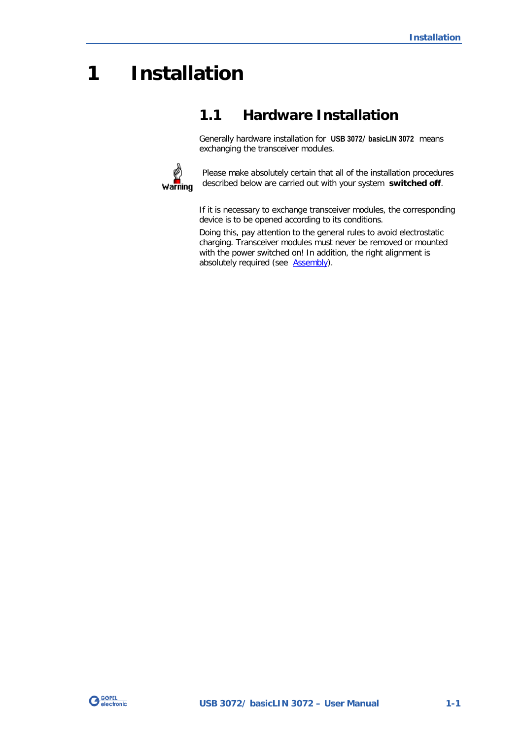# 1 Installation

## 1.1 Hardware Installation

Generally hardware installation for **USB 3072/ basicLIN 3072** means exchanging the transceiver modules.

Warning

Please make absolutely certain that all of the installation procedures described below are carried out with your system **switched off**.

If it is necessary to exchange transceiver modules, the corresponding device is to be opened according to its conditions.

Doing this, pay attention to the general rules to avoid electrostatic charging. Transceiver modules must never be removed or mounted with the power switched on! In addition, the right alignment is absolutely required (see Assembly).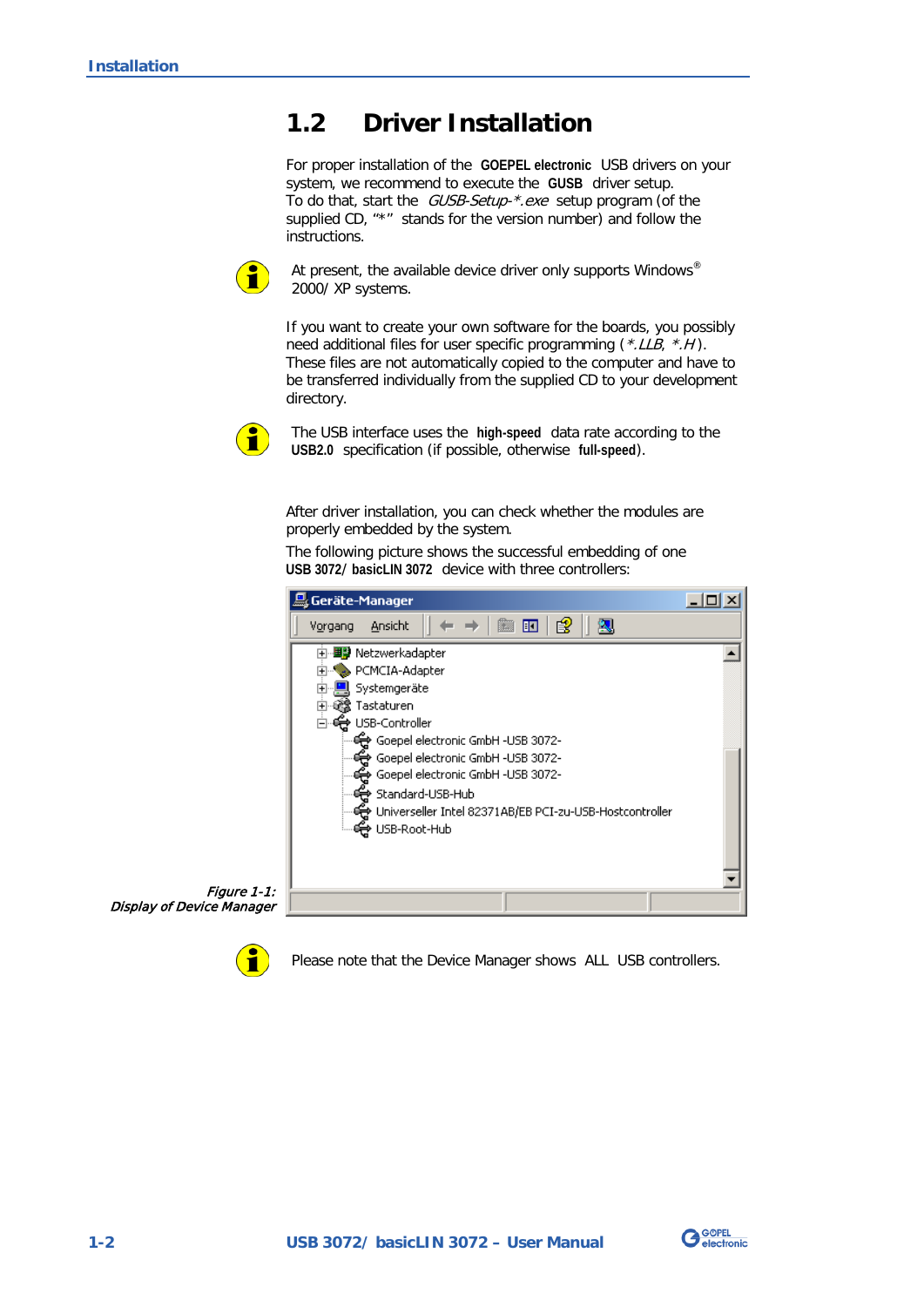## 1.2 Driver Installation

For proper installation of the **GOEPEL electronic** USB drivers on your system, we recommend to execute the **GUSB** driver setup.
To do that, start the *GUSB-Setup-*.exe* setup program (of the supplied CD, "*" stands for the version number) and follow the instructions.

At present, the available device driver only supports Windows® 2000/ XP systems.

If you want to create your own software for the boards, you possibly need additional files for user specific programming (*\*.LLB*, *\*.H*). These files are not automatically copied to the computer and have to be transferred individually from the supplied CD to your development directory.

The USB interface uses the **high-speed** data rate according to the **USB2.0** specification (if possible, otherwise **full-speed**).

After driver installation, you can check whether the modules are properly embedded by the system.

The following picture shows the successful embedding of one **USB 3072/ basicLIN 3072** device with three controllers:

*Figure 1-1: Display of Device Manager*

Please note that the Device Manager shows ALL USB controllers.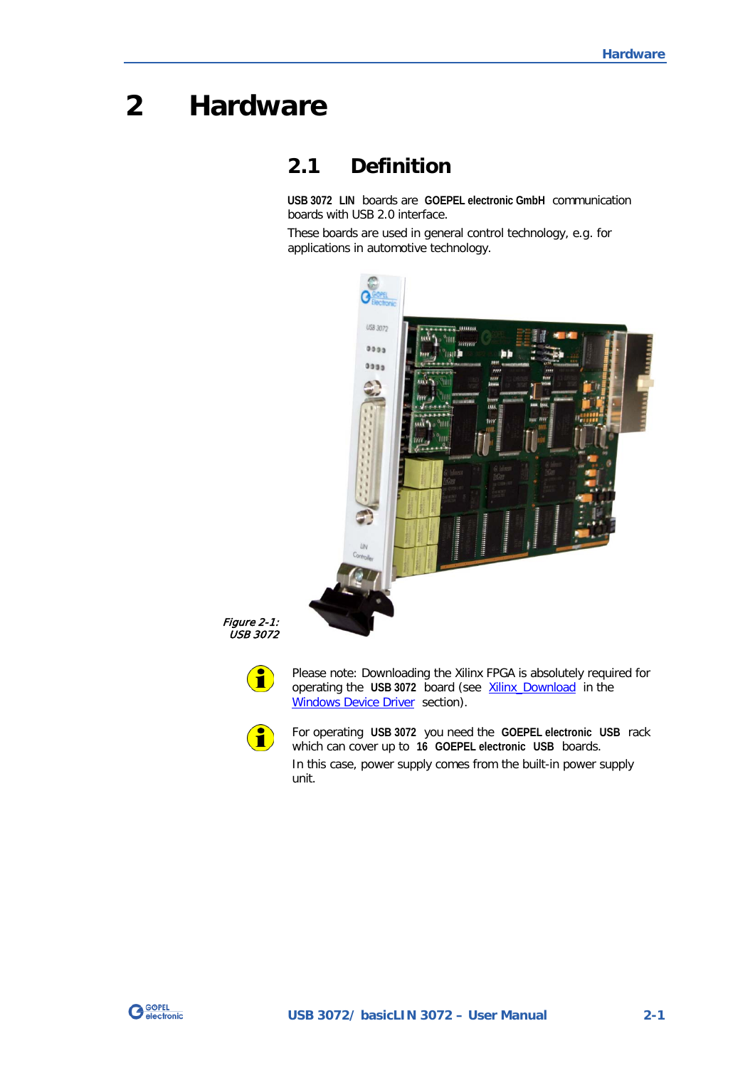# 2 Hardware

## 2.1 Definition

**USB 3072 LIN** boards are **GOEPEL electronic GmbH** communication boards with USB 2.0 interface.

These boards are used in general control technology, e.g. for applications in automotive technology.

*Figure 2-1: USB 3072*

Please note: Downloading the Xilinx FPGA is absolutely required for operating the **USB 3072** board (see Xilinx_Download in the Windows Device Driver section).

For operating **USB 3072** you need the **GOEPEL electronic USB** rack which can cover up to **16 GOEPEL electronic USB** boards.

In this case, power supply comes from the built-in power supply unit.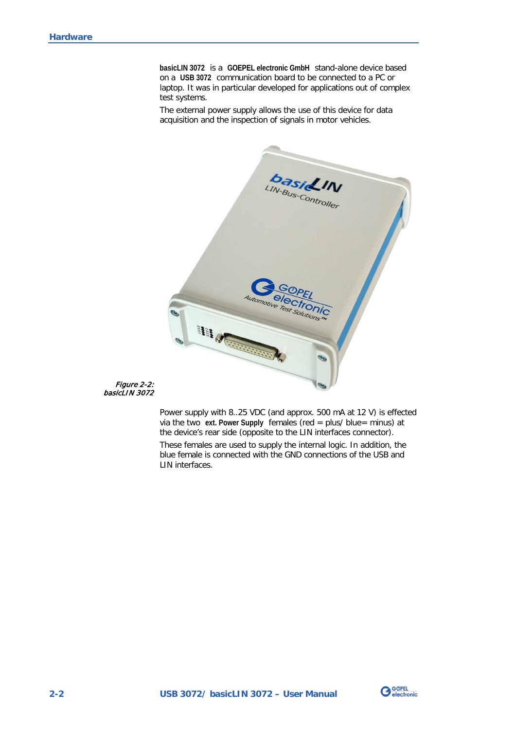**basicLIN 3072** is a **GOEPEL electronic GmbH** stand-alone device based on a **USB 3072** communication board to be connected to a PC or laptop. It was in particular developed for applications out of complex test systems.

The external power supply allows the use of this device for data acquisition and the inspection of signals in motor vehicles.

*Figure 2-2: basicLIN 3072*

Power supply with 8..25 VDC (and approx. 500 mA at 12 V) is effected via the two **ext. Power Supply** females (red = plus/ blue= minus) at the device's rear side (opposite to the LIN interfaces connector).

These females are used to supply the internal logic. In addition, the blue female is connected with the GND connections of the USB and LIN interfaces.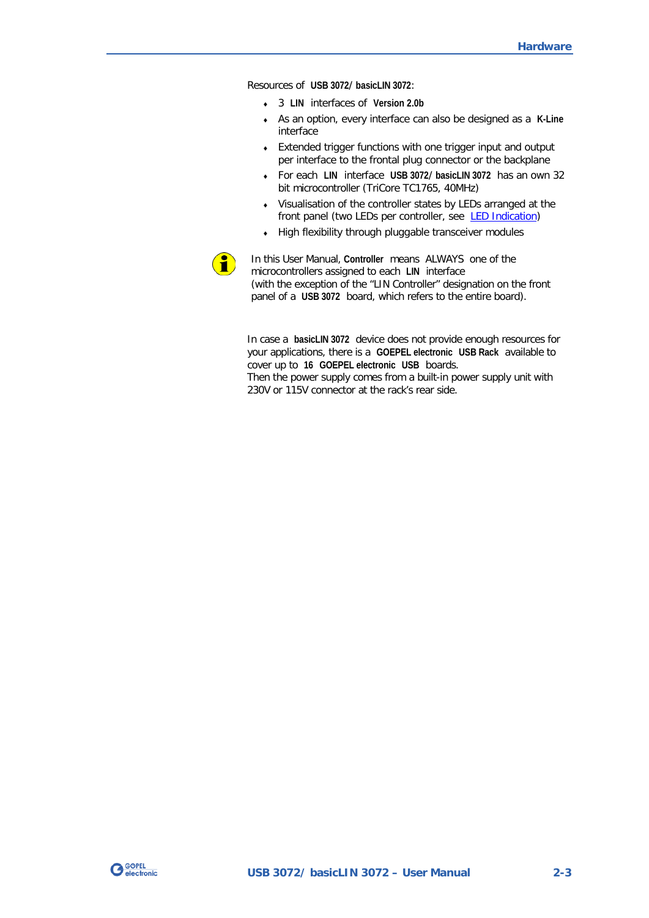Resources of **USB 3072/ basicLIN 3072**:

- 3 **LIN** interfaces of **Version 2.0b**
- As an option, every interface can also be designed as a **K-Line** interface
- Extended trigger functions with one trigger input and output per interface to the frontal plug connector or the backplane
- For each **LIN** interface **USB 3072/ basicLIN 3072** has an own 32 bit microcontroller (TriCore TC1765, 40MHz)
- Visualisation of the controller states by LEDs arranged at the front panel (two LEDs per controller, see LED Indication)
- High flexibility through pluggable transceiver modules

In this User Manual, **Controller** means ALWAYS one of the microcontrollers assigned to each **LIN** interface (with the exception of the "LIN Controller" designation on the front panel of a **USB 3072** board, which refers to the entire board).

In case a **basicLIN 3072** device does not provide enough resources for your applications, there is a **GOEPEL electronic USB Rack** available to cover up to **16 GOEPEL electronic USB** boards.
Then the power supply comes from a built-in power supply unit with 230V or 115V connector at the rack's rear side.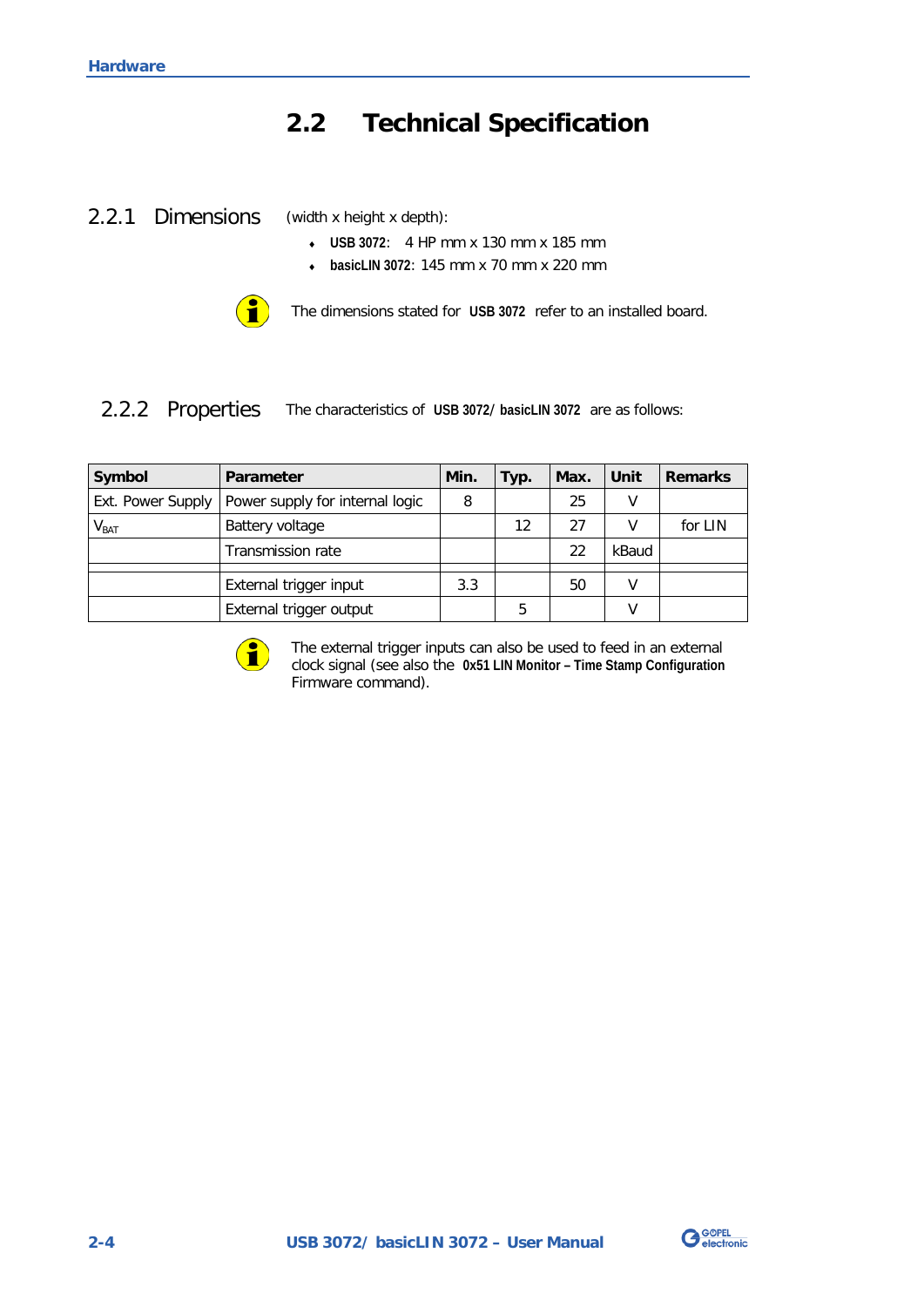## 2.2 Technical Specification

### 2.2.1 Dimensions

(width x height x depth):

- **USB 3072**: 4 HP mm x 130 mm x 185 mm
- **basicLIN 3072**: 145 mm x 70 mm x 220 mm

The dimensions stated for **USB 3072** refer to an installed board.

### 2.2.2 Properties

The characteristics of **USB 3072/ basicLIN 3072** are as follows:

| Symbol | Parameter | Min. | Typ. | Max. | Unit | Remarks |
|---|---|---|---|---|---|---|
| Ext. Power Supply | Power supply for internal logic | 8 | | 25 | V | |
| $V_{BAT}$ | Battery voltage | | 12 | 27 | V | for LIN |
| | Transmission rate | | | 22 | kBaud | |
| | | | | | | |
| | External trigger input | 3.3 | | 50 | V | |
| | External trigger output | | 5 | | V | |

The external trigger inputs can also be used to feed in an external clock signal (see also the **0x51 LIN Monitor – Time Stamp Configuration** Firmware command).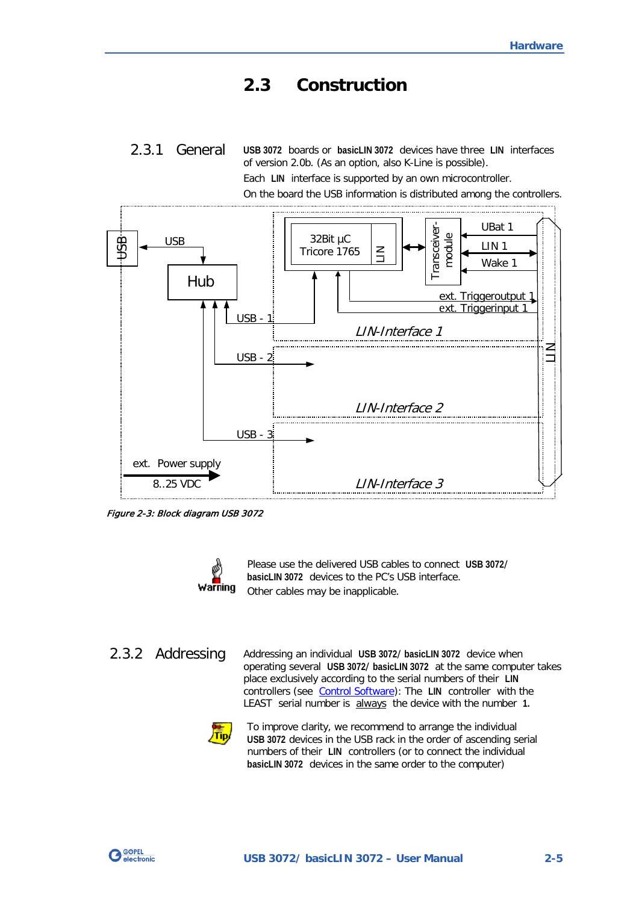## 2.3 Construction

### 2.3.1 General

**USB 3072** boards or **basicLIN 3072** devices have three **LIN** interfaces of version 2.0b. (As an option, also K-Line is possible).

Each **LIN** interface is supported by an own microcontroller.

On the board the USB information is distributed among the controllers.

*Figure 2-3: Block diagram USB 3072*

**Warning**

Please use the delivered USB cables to connect **USB 3072/ basicLIN 3072** devices to the PC's USB interface.
Other cables may be inapplicable.

### 2.3.2 Addressing

Addressing an individual **USB 3072/ basicLIN 3072** device when operating several **USB 3072/ basicLIN 3072** at the same computer takes place exclusively according to the serial numbers of their **LIN** controllers (see Control Software): The **LIN** controller with the LEAST serial number is always the device with the number **1**.

**Tip**

To improve clarity, we recommend to arrange the individual **USB 3072** devices in the USB rack in the order of ascending serial numbers of their **LIN** controllers (or to connect the individual **basicLIN 3072** devices in the same order to the computer)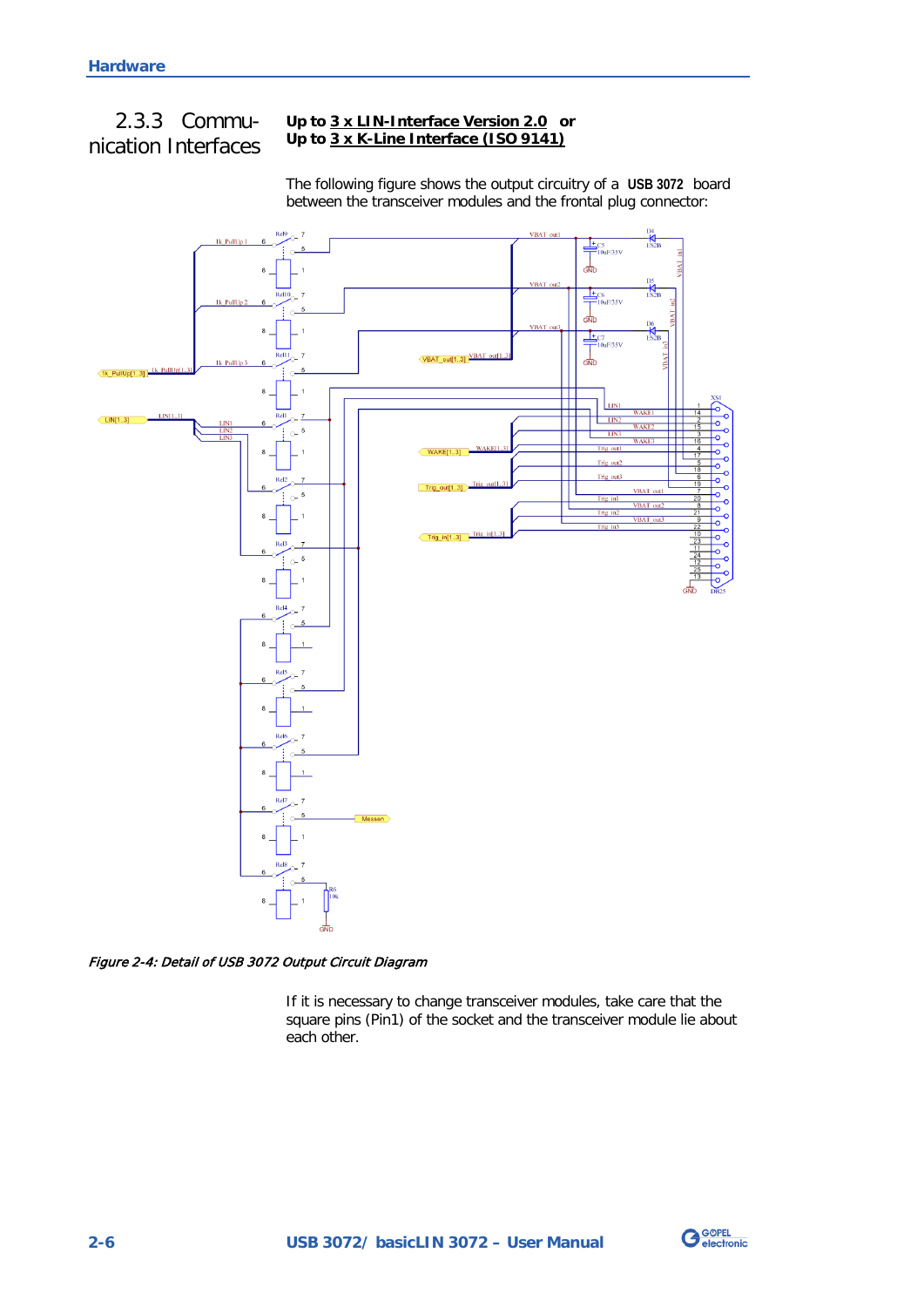### 2.3.3 Communication Interfaces

**Up to 3 x LIN-Interface Version 2.0 or**
**Up to 3 x K-Line Interface (ISO 9141)**

The following figure shows the output circuitry of a **USB 3072** board between the transceiver modules and the frontal plug connector:

*Figure 2-4: Detail of USB 3072 Output Circuit Diagram*

If it is necessary to change transceiver modules, take care that the square pins (Pin1) of the socket and the transceiver module lie about each other.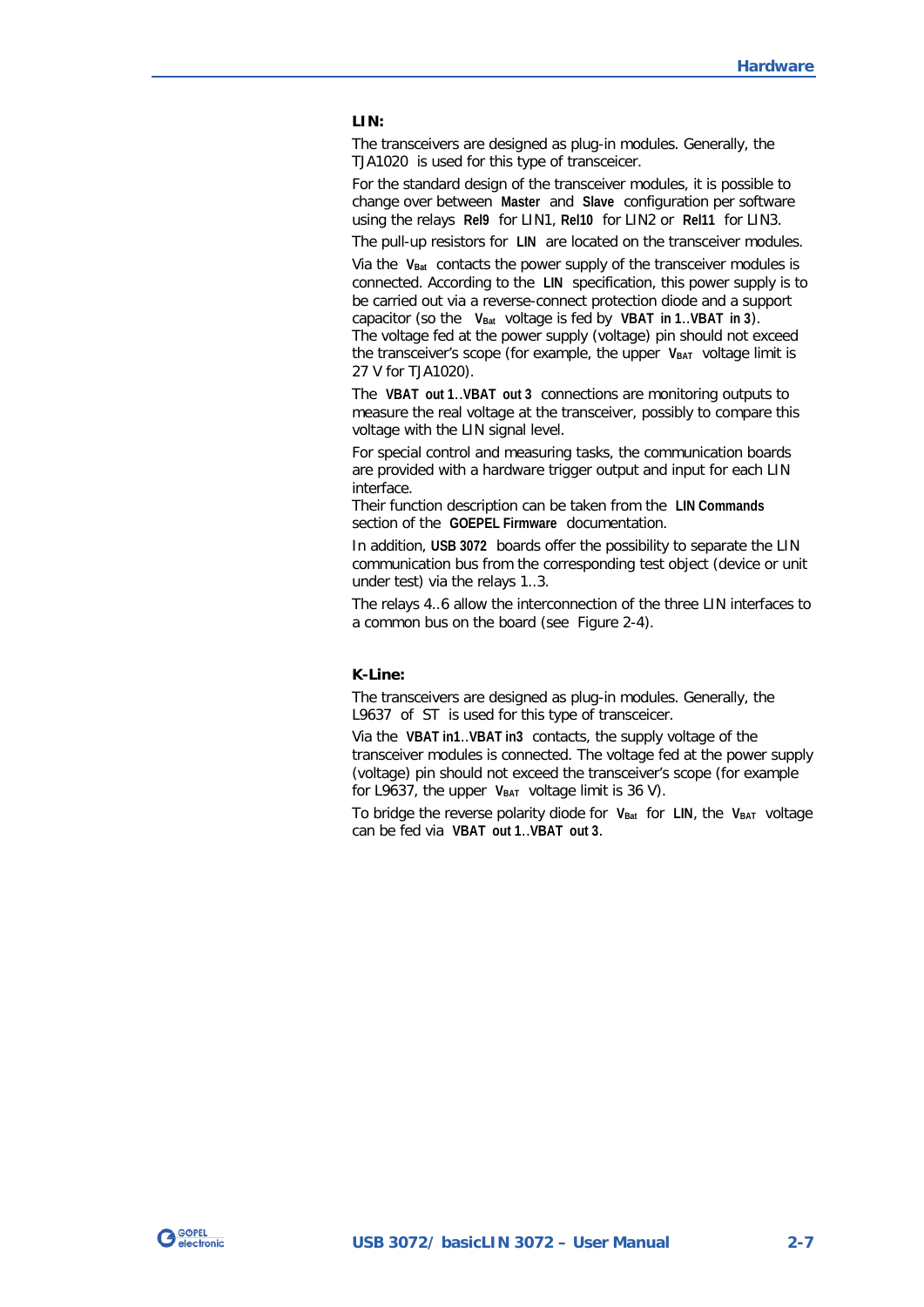**LIN:**

The transceivers are designed as plug-in modules. Generally, the TJA1020 is used for this type of transceicer.

For the standard design of the transceiver modules, it is possible to change over between **Master** and **Slave** configuration per software using the relays **Rel9** for LIN1, **Rel10** for LIN2 or **Rel11** for LIN3.

The pull-up resistors for **LIN** are located on the transceiver modules.

Via the $V_{Bat}$ contacts the power supply of the transceiver modules is connected. According to the **LIN** specification, this power supply is to be carried out via a reverse-connect protection diode and a support capacitor (so the $V_{Bat}$ voltage is fed by **VBAT in 1**..**VBAT in 3**).
The voltage fed at the power supply (voltage) pin should not exceed the transceiver's scope (for example, the upper $V_{BAT}$ voltage limit is 27 V for TJA1020).

The **VBAT out 1**..**VBAT out 3** connections are monitoring outputs to measure the real voltage at the transceiver, possibly to compare this voltage with the LIN signal level.

For special control and measuring tasks, the communication boards are provided with a hardware trigger output and input for each LIN interface.
Their function description can be taken from the **LIN Commands** section of the **GOEPEL Firmware** documentation.

In addition, **USB 3072** boards offer the possibility to separate the LIN communication bus from the corresponding test object (device or unit under test) via the relays 1..3.

The relays 4..6 allow the interconnection of the three LIN interfaces to a common bus on the board (see Figure 2-4).

**K-Line:**

The transceivers are designed as plug-in modules. Generally, the L9637 of ST is used for this type of transceicer.

Via the **VBAT in1**..**VBAT in3** contacts, the supply voltage of the transceiver modules is connected. The voltage fed at the power supply (voltage) pin should not exceed the transceiver's scope (for example for L9637, the upper $V_{BAT}$ voltage limit is 36 V).

To bridge the reverse polarity diode for $V_{Bat}$ for **LIN**, the $V_{BAT}$ voltage can be fed via **VBAT out 1**..**VBAT out 3**.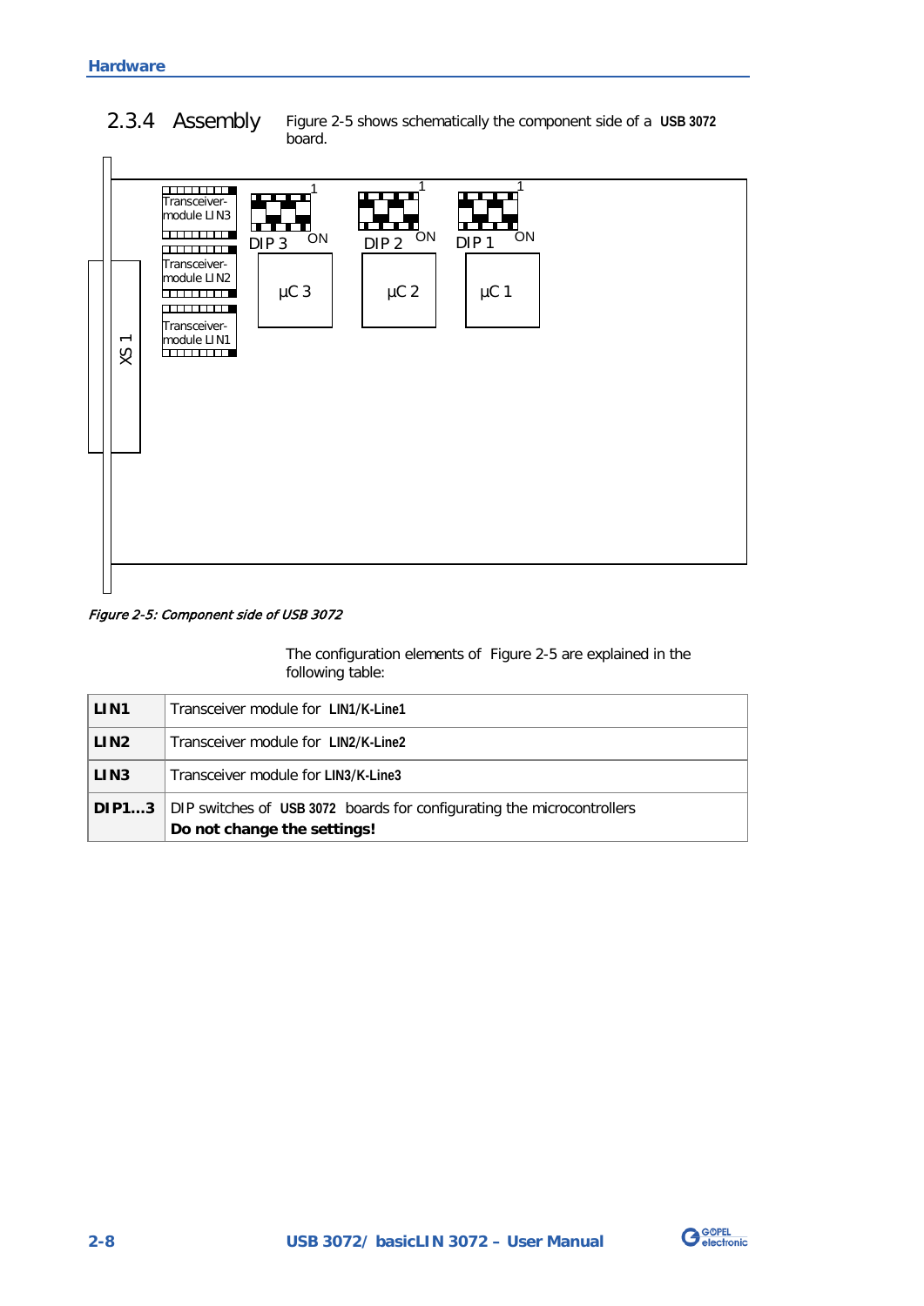### 2.3.4 Assembly

Figure 2-5 shows schematically the component side of a **USB 3072** board.

*Figure 2-5: Component side of USB 3072*

The configuration elements of Figure 2-5 are explained in the following table:

| | |
|---|---|
| **LIN1** | Transceiver module for **LIN1/K-Line1** |
| **LIN2** | Transceiver module for **LIN2/K-Line2** |
| **LIN3** | Transceiver module for **LIN3/K-Line3** |
| **DIP1...3** | DIP switches of **USB 3072** boards for configurating the microcontrollers<br>**Do not change the settings!** |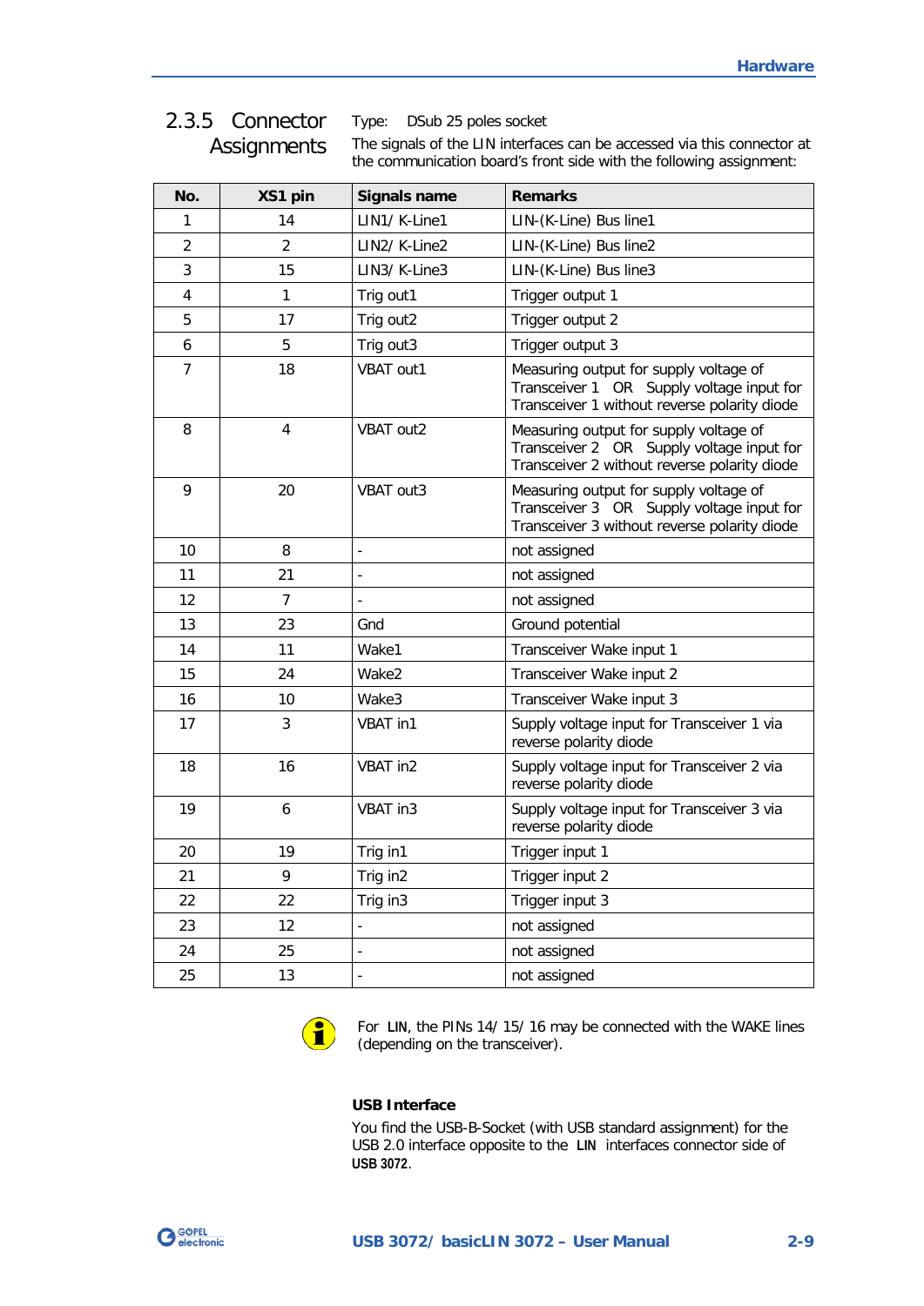### 2.3.5 Connector Assignments

Type: DSub 25 poles socket

The signals of the LIN interfaces can be accessed via this connector at the communication board's front side with the following assignment:

| No. | XS1 pin | Signals name | Remarks |
|---|---|---|---|
| 1 | 14 | LIN1/ K-Line1 | LIN-(K-Line) Bus line1 |
| 2 | 2 | LIN2/ K-Line2 | LIN-(K-Line) Bus line2 |
| 3 | 15 | LIN3/ K-Line3 | LIN-(K-Line) Bus line3 |
| 4 | 1 | Trig out1 | Trigger output 1 |
| 5 | 17 | Trig out2 | Trigger output 2 |
| 6 | 5 | Trig out3 | Trigger output 3 |
| 7 | 18 | VBAT out1 | Measuring output for supply voltage of Transceiver 1 OR Supply voltage input for Transceiver 1 without reverse polarity diode |
| 8 | 4 | VBAT out2 | Measuring output for supply voltage of Transceiver 2 OR Supply voltage input for Transceiver 2 without reverse polarity diode |
| 9 | 20 | VBAT out3 | Measuring output for supply voltage of Transceiver 3 OR Supply voltage input for Transceiver 3 without reverse polarity diode |
| 10 | 8 | - | not assigned |
| 11 | 21 | - | not assigned |
| 12 | 7 | - | not assigned |
| 13 | 23 | Gnd | Ground potential |
| 14 | 11 | Wake1 | Transceiver Wake input 1 |
| 15 | 24 | Wake2 | Transceiver Wake input 2 |
| 16 | 10 | Wake3 | Transceiver Wake input 3 |
| 17 | 3 | VBAT in1 | Supply voltage input for Transceiver 1 via reverse polarity diode |
| 18 | 16 | VBAT in2 | Supply voltage input for Transceiver 2 via reverse polarity diode |
| 19 | 6 | VBAT in3 | Supply voltage input for Transceiver 3 via reverse polarity diode |
| 20 | 19 | Trig in1 | Trigger input 1 |
| 21 | 9 | Trig in2 | Trigger input 2 |
| 22 | 22 | Trig in3 | Trigger input 3 |
| 23 | 12 | - | not assigned |
| 24 | 25 | - | not assigned |
| 25 | 13 | - | not assigned |

For **LIN**, the PINs 14/ 15/ 16 may be connected with the WAKE lines (depending on the transceiver).

**USB Interface**

You find the USB-B-Socket (with USB standard assignment) for the USB 2.0 interface opposite to the **LIN** interfaces connector side of **USB 3072**.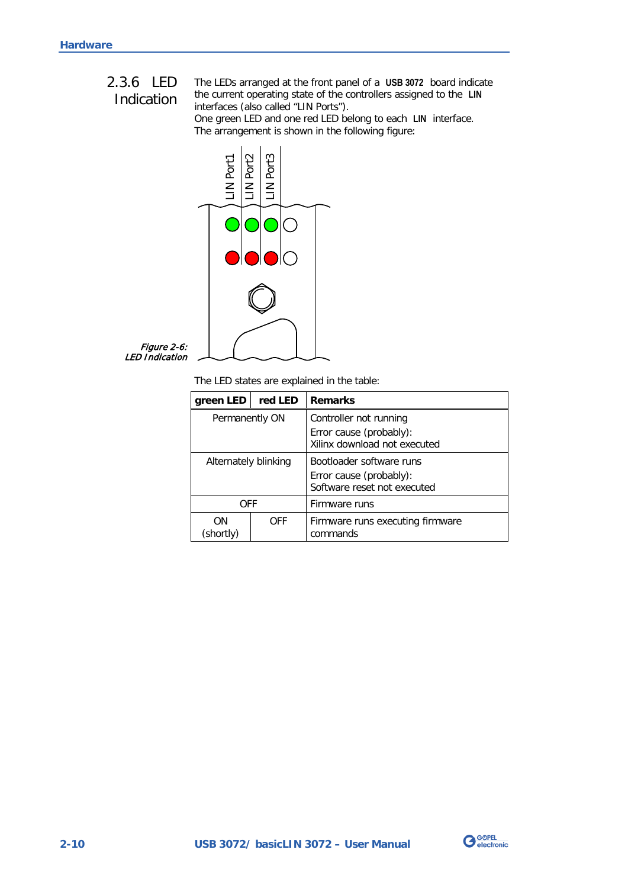### 2.3.6 LED Indication

The LEDs arranged at the front panel of a **USB 3072** board indicate the current operating state of the controllers assigned to the **LIN** interfaces (also called "LIN Ports").
One green LED and one red LED belong to each **LIN** interface.
The arrangement is shown in the following figure:

*Figure 2-6: LED Indication*

The LED states are explained in the table:

| green LED | red LED | Remarks |
|---|---|---|
| Permanently ON | | Controller not running<br>Error cause (probably):<br>Xilinx download not executed |
| Alternately blinking | | Bootloader software runs<br>Error cause (probably):<br>Software reset not executed |
| OFF | | Firmware runs |
| ON (shortly) | OFF | Firmware runs executing firmware commands |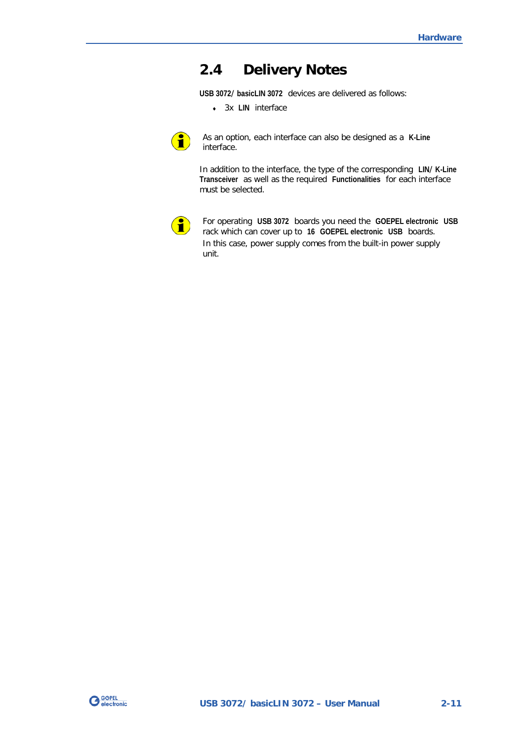## 2.4 Delivery Notes

**USB 3072/ basicLIN 3072** devices are delivered as follows:

- 3x **LIN** interface

As an option, each interface can also be designed as a **K-Line** interface.

In addition to the interface, the type of the corresponding **LIN/ K-Line Transceiver** as well as the required **Functionalities** for each interface must be selected.

For operating **USB 3072** boards you need the **GOEPEL electronic USB** rack which can cover up to **16 GOEPEL electronic USB** boards.
In this case, power supply comes from the built-in power supply unit.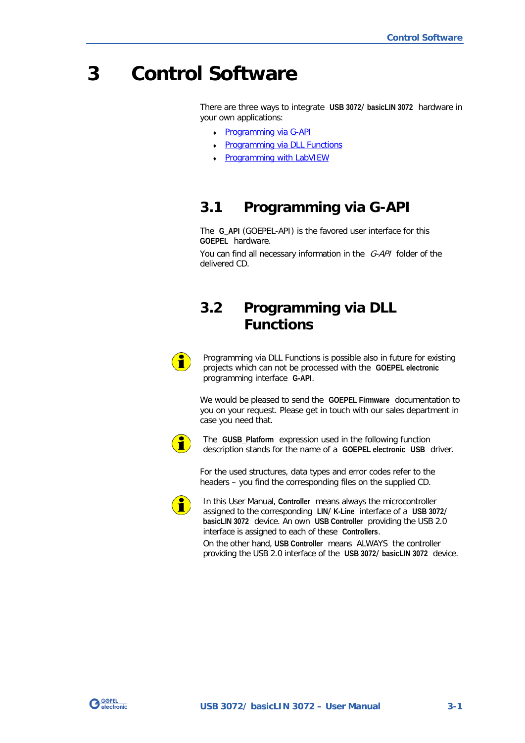# 3 Control Software

There are three ways to integrate **USB 3072/ basicLIN 3072** hardware in your own applications:

- Programming via G-API
- Programming via DLL Functions
- Programming with LabVIEW

## 3.1 Programming via G-API

The **G_API** (GOEPEL-API) is the favored user interface for this **GOEPEL** hardware.

You can find all necessary information in the *G-API* folder of the delivered CD.

## 3.2 Programming via DLL Functions

Programming via DLL Functions is possible also in future for existing projects which can not be processed with the **GOEPEL electronic** programming interface **G-API**.

We would be pleased to send the **GOEPEL Firmware** documentation to you on your request. Please get in touch with our sales department in case you need that.

The **GUSB_Platform** expression used in the following function description stands for the name of a **GOEPEL electronic USB** driver.

For the used structures, data types and error codes refer to the headers – you find the corresponding files on the supplied CD.

In this User Manual, **Controller** means always the microcontroller assigned to the corresponding **LIN/ K-Line** interface of a **USB 3072/ basicLIN 3072** device. An own **USB Controller** providing the USB 2.0 interface is assigned to each of these **Controllers**.

On the other hand, **USB Controller** means ALWAYS the controller providing the USB 2.0 interface of the **USB 3072/ basicLIN 3072** device.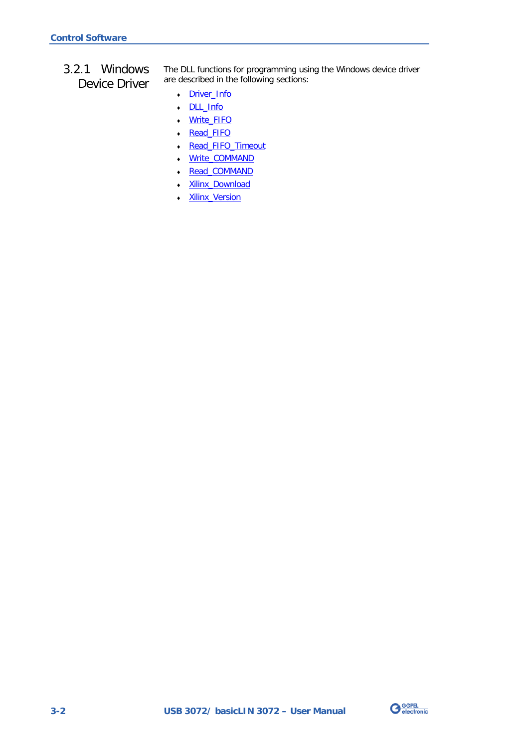### 3.2.1 Windows Device Driver

The DLL functions for programming using the Windows device driver are described in the following sections:

- Driver_Info
- DLL_Info
- Write_FIFO
- Read_FIFO
- Read_FIFO_Timeout
- Write_COMMAND
- Read_COMMAND
- Xilinx_Download
- Xilinx_Version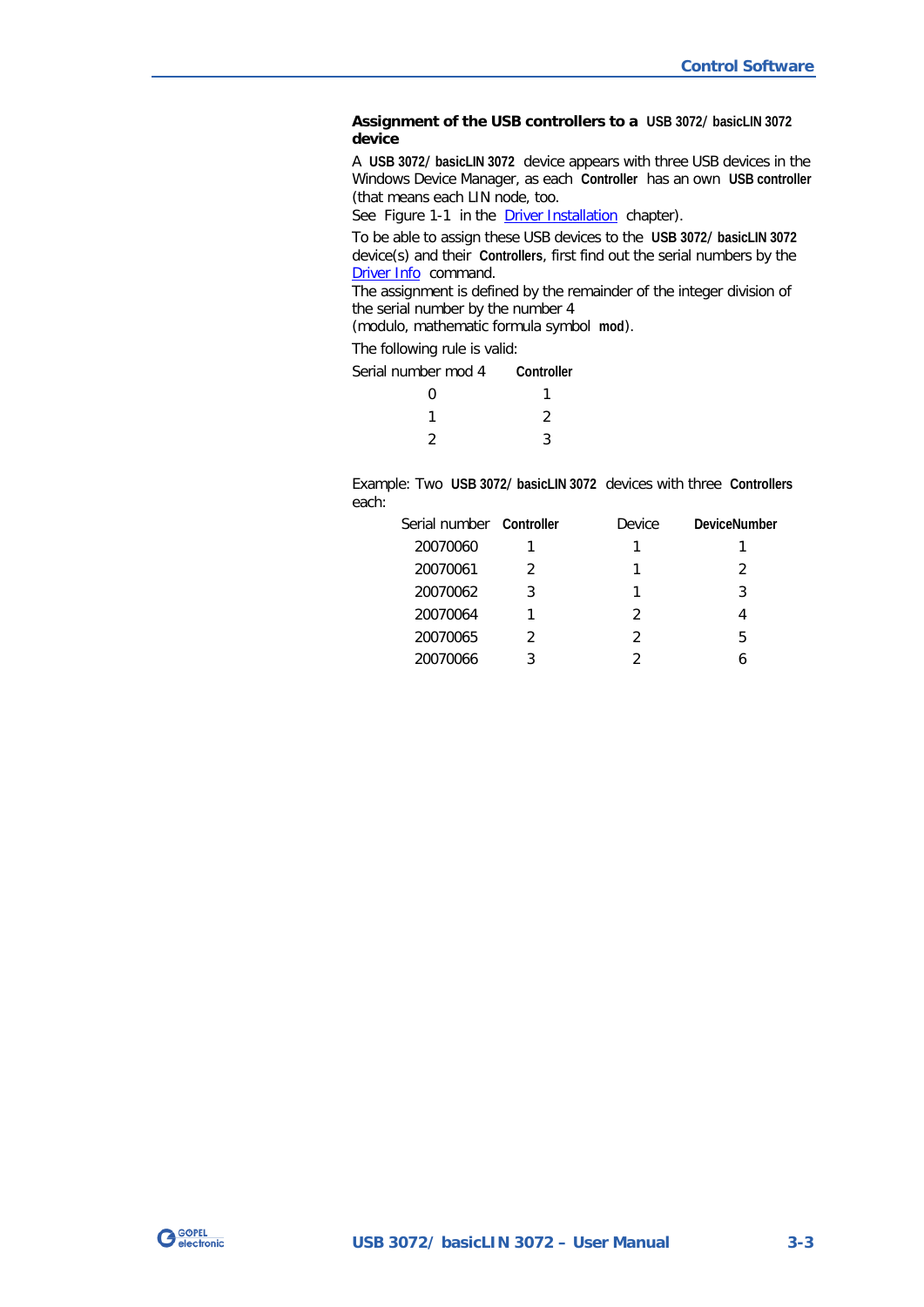### Assignment of the USB controllers to a USB 3072/ basicLIN 3072 device

A **USB 3072/ basicLIN 3072** device appears with three USB devices in the Windows Device Manager, as each **Controller** has an own **USB controller** (that means each LIN node, too.
See Figure 1-1 in the Driver Installation chapter).

To be able to assign these USB devices to the **USB 3072/ basicLIN 3072** device(s) and their **Controllers**, first find out the serial numbers by the Driver Info command.
The assignment is defined by the remainder of the integer division of the serial number by the number 4
(modulo, mathematic formula symbol **mod**).

The following rule is valid:

| Serial number mod 4 | **Controller** |
|---|---|
| 0 | 1 |
| 1 | 2 |
| 2 | 3 |

Example: Two **USB 3072/ basicLIN 3072** devices with three **Controllers** each:

| Serial number | **Controller** | Device | **DeviceNumber** |
|---|---|---|---|
| 20070060 | 1 | 1 | 1 |
| 20070061 | 2 | 1 | 2 |
| 20070062 | 3 | 1 | 3 |
| 20070064 | 1 | 2 | 4 |
| 20070065 | 2 | 2 | 5 |
| 20070066 | 3 | 2 | 6 |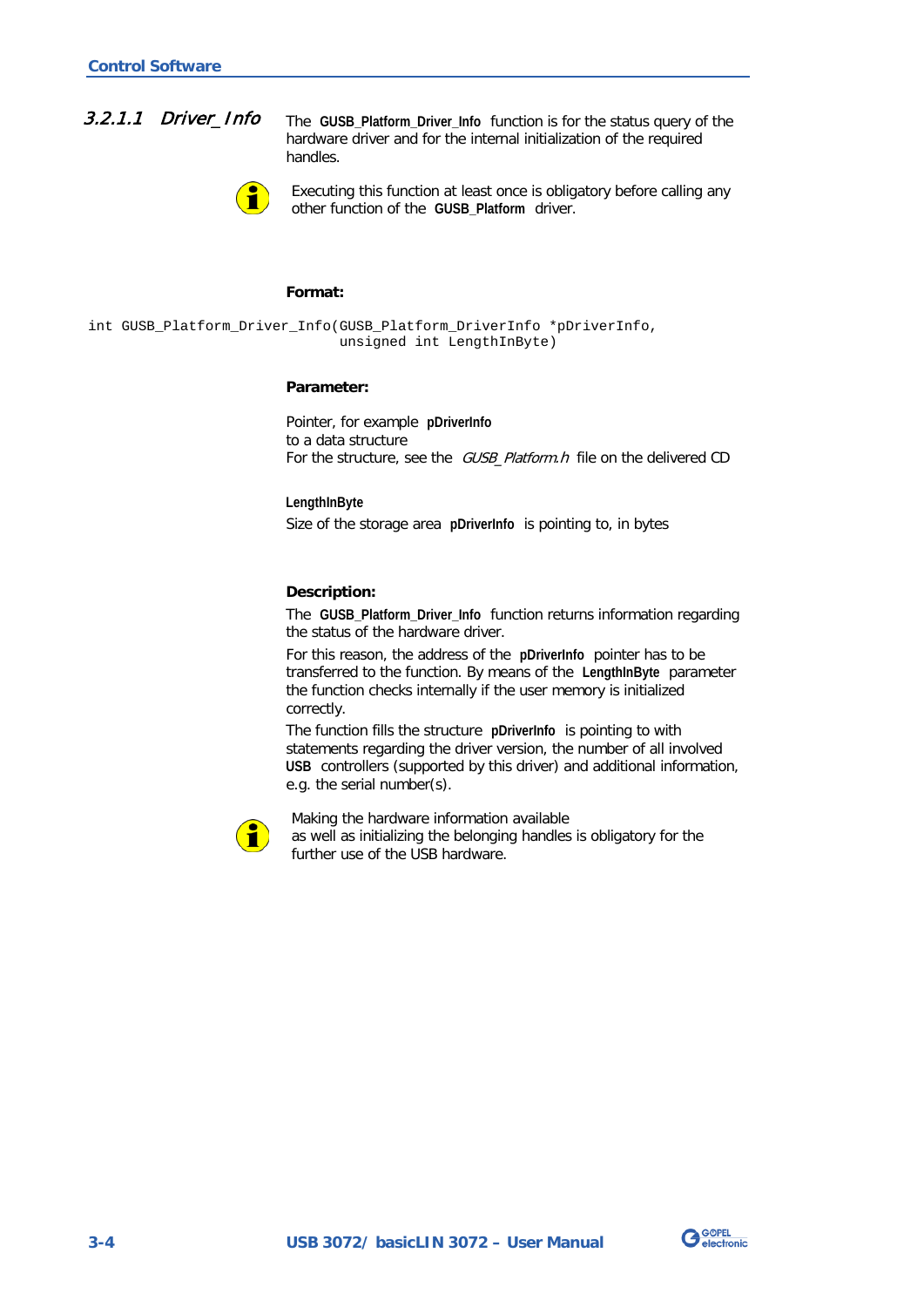### 3.2.1.1 *Driver_Info*

The **GUSB_Platform_Driver_Info** function is for the status query of the hardware driver and for the internal initialization of the required handles.

Executing this function at least once is obligatory before calling any other function of the **GUSB_Platform** driver.

**Format:**

```
int GUSB_Platform_Driver_Info(GUSB_Platform_DriverInfo *pDriverInfo,
                              unsigned int LengthInByte)
```

**Parameter:**

Pointer, for example **pDriverInfo**
to a data structure
For the structure, see the *GUSB_Platform.h* file on the delivered CD

**LengthInByte**
Size of the storage area **pDriverInfo** is pointing to, in bytes

**Description:**

The **GUSB_Platform_Driver_Info** function returns information regarding the status of the hardware driver.

For this reason, the address of the **pDriverInfo** pointer has to be transferred to the function. By means of the **LengthInByte** parameter the function checks internally if the user memory is initialized correctly.

The function fills the structure **pDriverInfo** is pointing to with statements regarding the driver version, the number of all involved **USB** controllers (supported by this driver) and additional information, e.g. the serial number(s).

Making the hardware information available
as well as initializing the belonging handles is obligatory for the further use of the USB hardware.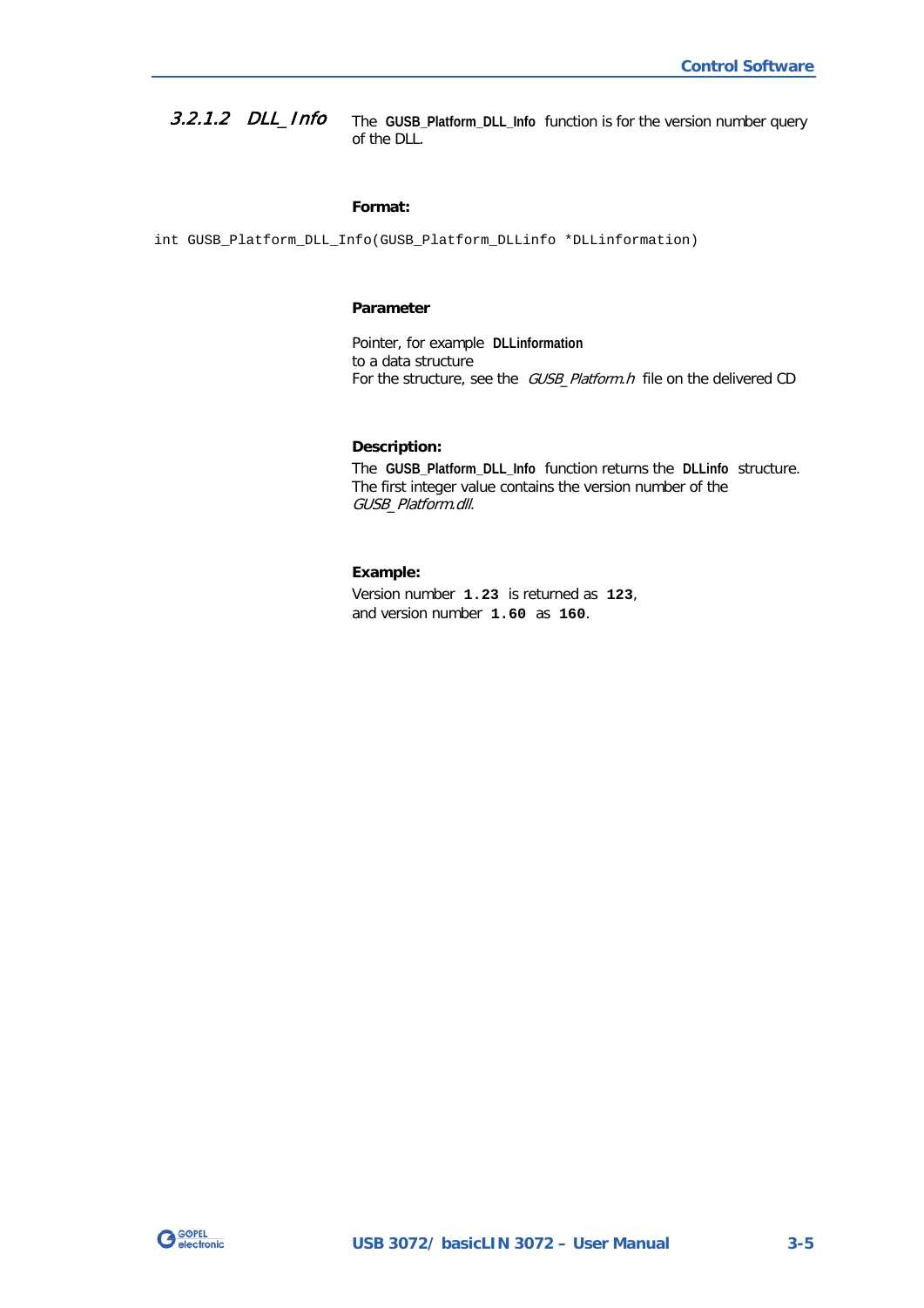#### 3.2.1.2 *DLL_Info*

The **GUSB_Platform_DLL_Info** function is for the version number query of the DLL.

**Format:**

```
int GUSB_Platform_DLL_Info(GUSB_Platform_DLLinfo *DLLinformation)
```

**Parameter**

Pointer, for example **DLLinformation**
to a data structure
For the structure, see the *GUSB_Platform.h* file on the delivered CD

**Description:**

The **GUSB_Platform_DLL_Info** function returns the **DLLinfo** structure. The first integer value contains the version number of the *GUSB_Platform.dll*.

**Example:**

Version number **`1.23`** is returned as **`123`**,
and version number **`1.60`** as **`160`**.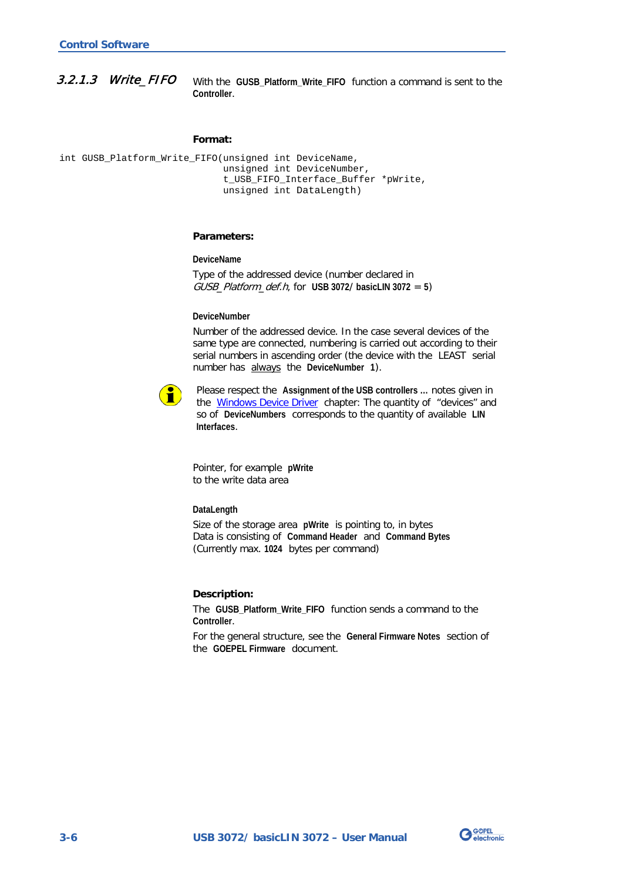### 3.2.1.3 *Write_FIFO*

With the **GUSB_Platform_Write_FIFO** function a command is sent to the **Controller**.

**Format:**

```
int GUSB_Platform_Write_FIFO(unsigned int DeviceName,
                             unsigned int DeviceNumber,
                             t_USB_FIFO_Interface_Buffer *pWrite,
                             unsigned int DataLength)
```

**Parameters:**

**DeviceName**

Type of the addressed device (number declared in *GUSB_Platform_def.h*, for **USB 3072/ basicLIN 3072 = 5**)

**DeviceNumber**

Number of the addressed device. In the case several devices of the same type are connected, numbering is carried out according to their serial numbers in ascending order (the device with the LEAST serial number has always the **DeviceNumber 1**).

Please respect the **Assignment of the USB controllers ...** notes given in the Windows Device Driver chapter: The quantity of "devices" and so of **DeviceNumbers** corresponds to the quantity of available **LIN Interfaces**.

Pointer, for example **pWrite** to the write data area

**DataLength**

Size of the storage area **pWrite** is pointing to, in bytes
Data is consisting of **Command Header** and **Command Bytes**
(Currently max. **1024** bytes per command)

**Description:**

The **GUSB_Platform_Write_FIFO** function sends a command to the **Controller**.

For the general structure, see the **General Firmware Notes** section of the **GOEPEL Firmware** document.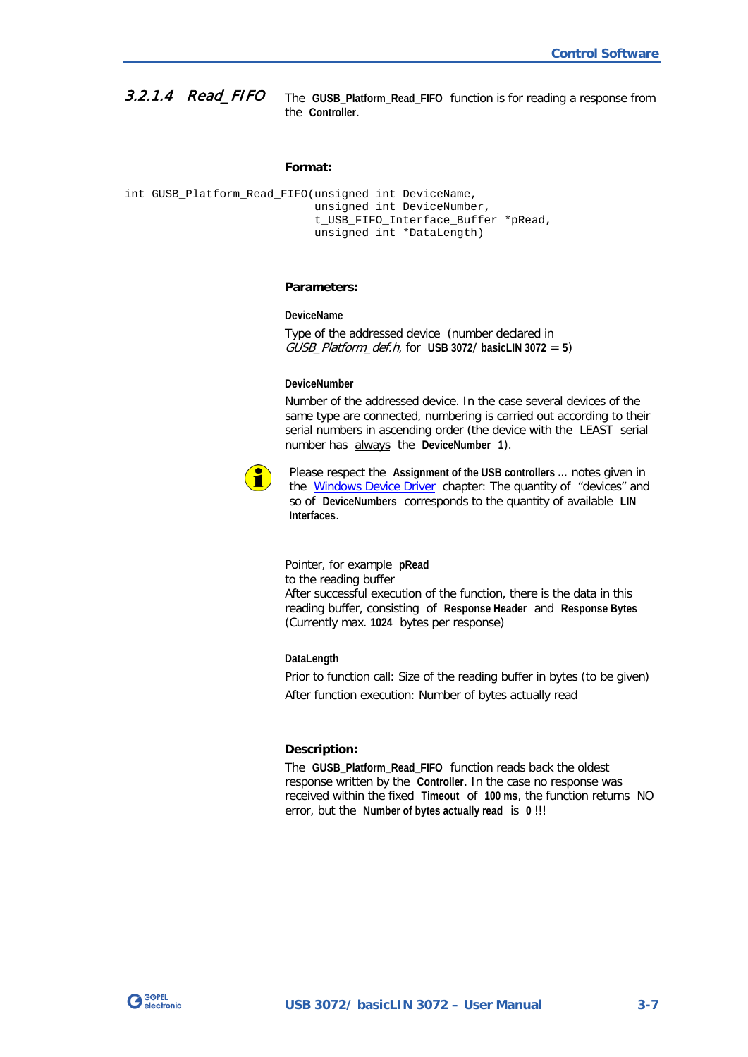#### 3.2.1.4 Read_FIFO

The **GUSB_Platform_Read_FIFO** function is for reading a response from the **Controller**.

**Format:**

```
int GUSB_Platform_Read_FIFO(unsigned int DeviceName,
                            unsigned int DeviceNumber,
                            t_USB_FIFO_Interface_Buffer *pRead,
                            unsigned int *DataLength)
```

**Parameters:**

**DeviceName**

Type of the addressed device (number declared in *GUSB_Platform_def.h*, for **USB 3072/ basicLIN 3072** = **5**)

**DeviceNumber**

Number of the addressed device. In the case several devices of the same type are connected, numbering is carried out according to their serial numbers in ascending order (the device with the LEAST serial number has always the **DeviceNumber 1**).

Please respect the **Assignment of the USB controllers ...** notes given in the Windows Device Driver chapter: The quantity of “devices” and so of **DeviceNumbers** corresponds to the quantity of available **LIN Interfaces**.

Pointer, for example **pRead**
to the reading buffer
After successful execution of the function, there is the data in this reading buffer, consisting of **Response Header** and **Response Bytes** (Currently max. **1024** bytes per response)

**DataLength**

Prior to function call: Size of the reading buffer in bytes (to be given)

After function execution: Number of bytes actually read

**Description:**

The **GUSB_Platform_Read_FIFO** function reads back the oldest response written by the **Controller**. In the case no response was received within the fixed **Timeout** of **100 ms**, the function returns NO error, but the **Number of bytes actually read** is **0** !!!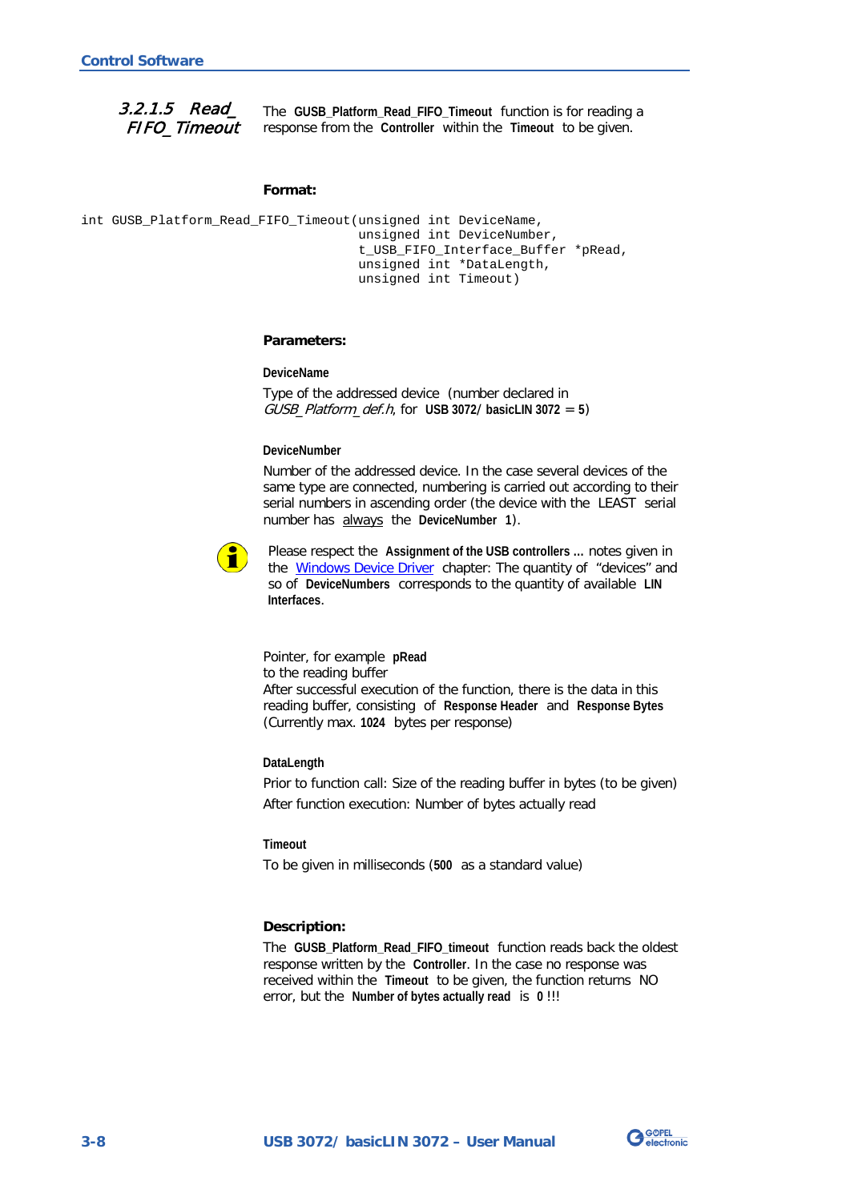#### 3.2.1.5 Read_ FIFO_Timeout

The **GUSB_Platform_Read_FIFO_Timeout** function is for reading a response from the **Controller** within the **Timeout** to be given.

**Format:**

```
int GUSB_Platform_Read_FIFO_Timeout(unsigned int DeviceName,
                                    unsigned int DeviceNumber,
                                    t_USB_FIFO_Interface_Buffer *pRead,
                                    unsigned int *DataLength,
                                    unsigned int Timeout)
```

**Parameters:**

**DeviceName**

Type of the addressed device (number declared in *GUSB_Platform_def.h*, for **USB 3072/ basicLIN 3072 = 5**)

**DeviceNumber**

Number of the addressed device. In the case several devices of the same type are connected, numbering is carried out according to their serial numbers in ascending order (the device with the LEAST serial number has always the **DeviceNumber 1**).

Please respect the **Assignment of the USB controllers ...** notes given in the Windows Device Driver chapter: The quantity of "devices" and so of **DeviceNumbers** corresponds to the quantity of available **LIN Interfaces**.

Pointer, for example **pRead**
to the reading buffer
After successful execution of the function, there is the data in this reading buffer, consisting of **Response Header** and **Response Bytes** (Currently max. **1024** bytes per response)

**DataLength**

Prior to function call: Size of the reading buffer in bytes (to be given)

After function execution: Number of bytes actually read

**Timeout**

To be given in milliseconds (**500** as a standard value)

**Description:**

The **GUSB_Platform_Read_FIFO_timeout** function reads back the oldest response written by the **Controller**. In the case no response was received within the **Timeout** to be given, the function returns NO error, but the **Number of bytes actually read** is **0** !!!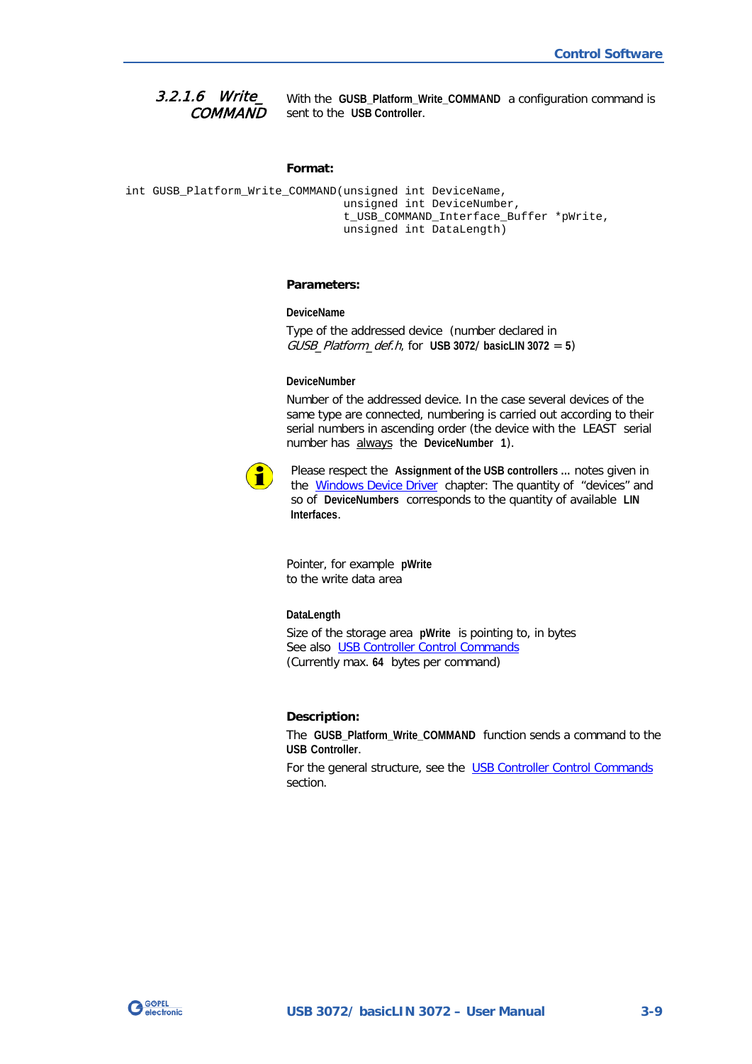### 3.2.1.6 Write_COMMAND

With the **GUSB_Platform_Write_COMMAND** a configuration command is sent to the **USB Controller**.

**Format:**

```
int GUSB_Platform_Write_COMMAND(unsigned int DeviceName,
                                unsigned int DeviceNumber,
                                t_USB_COMMAND_Interface_Buffer *pWrite,
                                unsigned int DataLength)
```

**Parameters:**

**DeviceName**

Type of the addressed device (number declared in *GUSB_Platform_def.h*, for **USB 3072/ basicLIN 3072 = 5**)

**DeviceNumber**

Number of the addressed device. In the case several devices of the same type are connected, numbering is carried out according to their serial numbers in ascending order (the device with the LEAST serial number has always the **DeviceNumber 1**).

Please respect the **Assignment of the USB controllers ...** notes given in the Windows Device Driver chapter: The quantity of "devices" and so of **DeviceNumbers** corresponds to the quantity of available **LIN Interfaces**.

Pointer, for example **pWrite** to the write data area

**DataLength**

Size of the storage area **pWrite** is pointing to, in bytes
See also USB Controller Control Commands
(Currently max. **64** bytes per command)

**Description:**

The **GUSB_Platform_Write_COMMAND** function sends a command to the **USB Controller**.

For the general structure, see the USB Controller Control Commands section.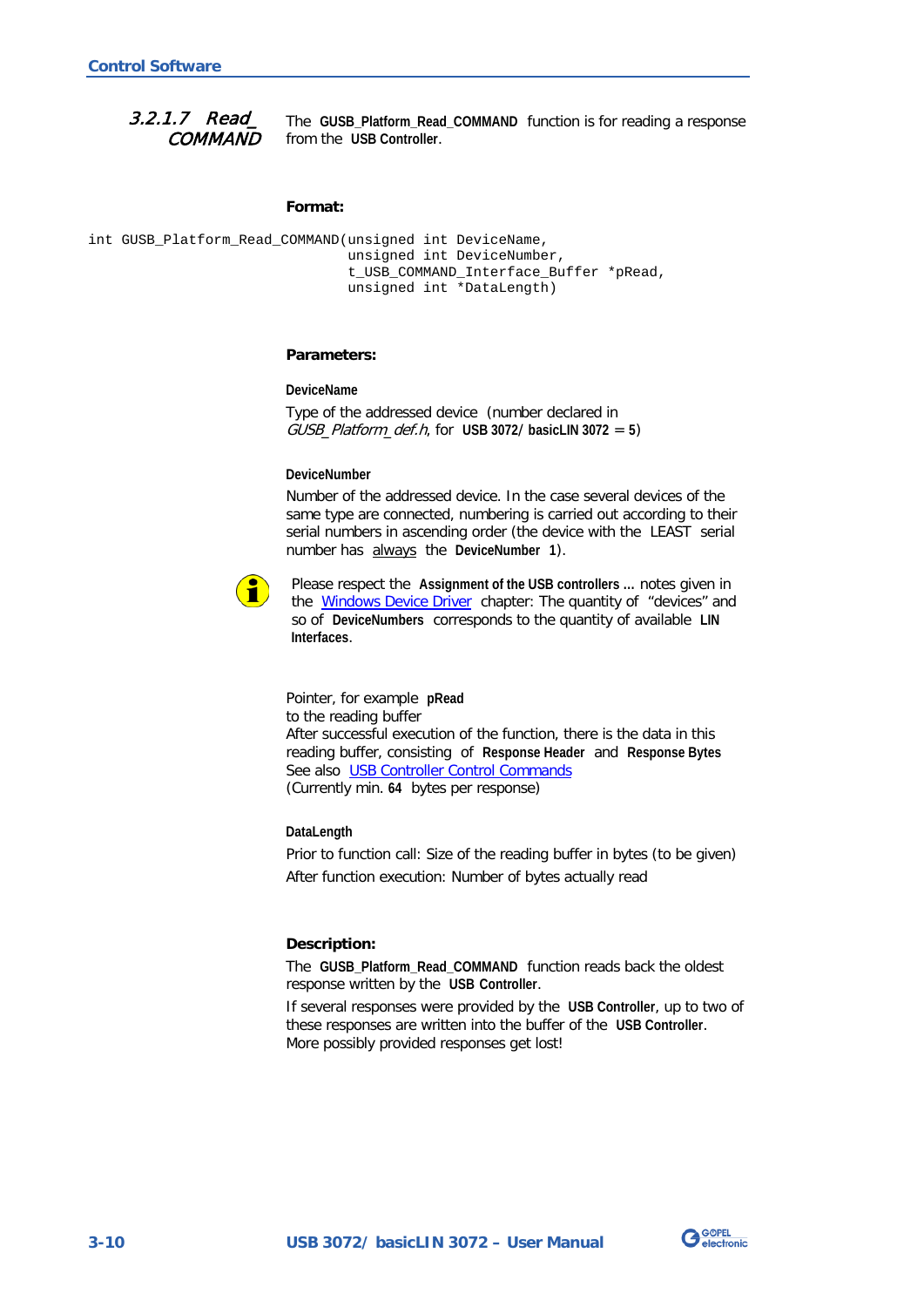### 3.2.1.7 Read_COMMAND

The **GUSB_Platform_Read_COMMAND** function is for reading a response from the **USB Controller**.

**Format:**

```
int GUSB_Platform_Read_COMMAND(unsigned int DeviceName,
                               unsigned int DeviceNumber,
                               t_USB_COMMAND_Interface_Buffer *pRead,
                               unsigned int *DataLength)
```

**Parameters:**

**DeviceName**

Type of the addressed device (number declared in *GUSB_Platform_def.h*, for **USB 3072**/ **basicLIN 3072** = **5**)

**DeviceNumber**

Number of the addressed device. In the case several devices of the same type are connected, numbering is carried out according to their serial numbers in ascending order (the device with the LEAST serial number has always the **DeviceNumber 1**).

Please respect the **Assignment of the USB controllers ...** notes given in the Windows Device Driver chapter: The quantity of “devices” and so of **DeviceNumbers** corresponds to the quantity of available **LIN Interfaces**.

Pointer, for example **pRead**
to the reading buffer
After successful execution of the function, there is the data in this reading buffer, consisting of **Response Header** and **Response Bytes**
See also USB Controller Control Commands
(Currently min. **64** bytes per response)

**DataLength**

Prior to function call: Size of the reading buffer in bytes (to be given)

After function execution: Number of bytes actually read

**Description:**

The **GUSB_Platform_Read_COMMAND** function reads back the oldest response written by the **USB Controller**.

If several responses were provided by the **USB Controller**, up to two of these responses are written into the buffer of the **USB Controller**. More possibly provided responses get lost!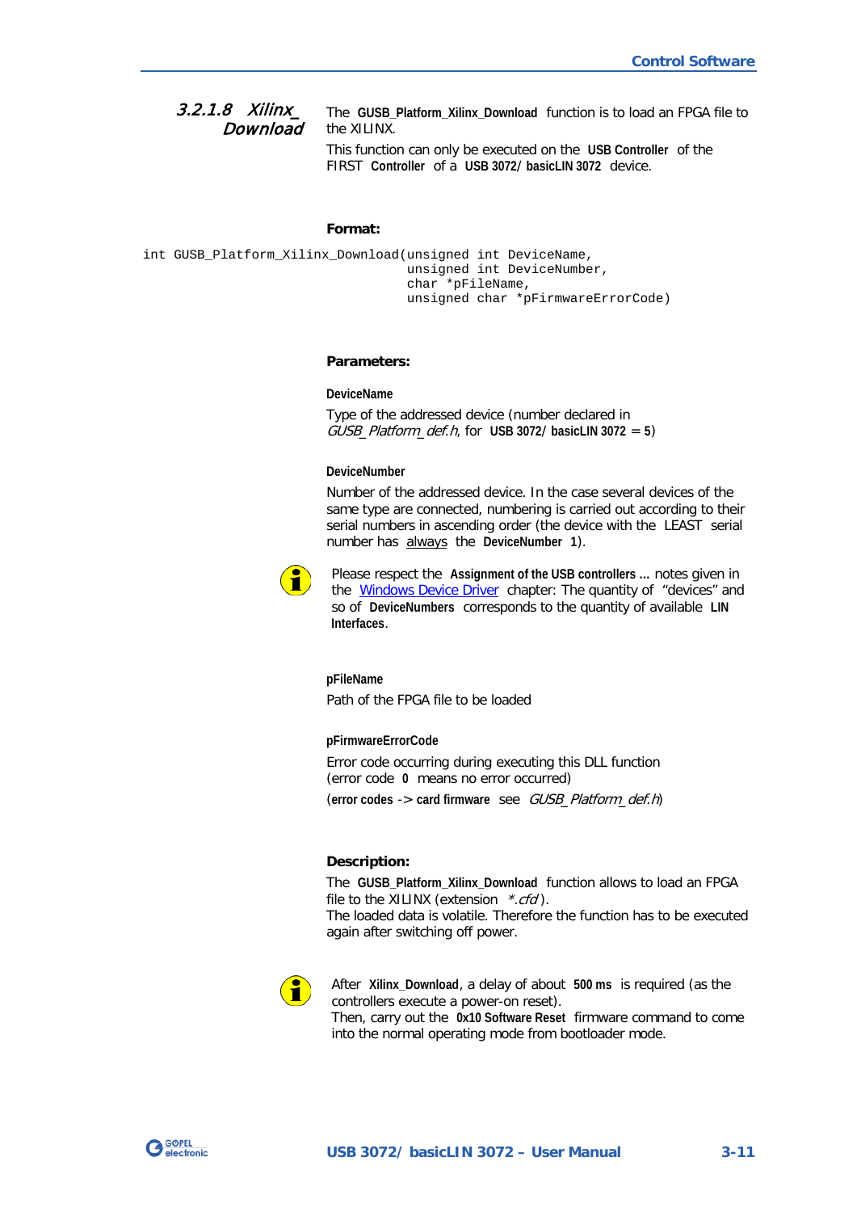### 3.2.1.8 Xilinx_Download

The **GUSB_Platform_Xilinx_Download** function is to load an FPGA file to the XILINX.

This function can only be executed on the **USB Controller** of the FIRST **Controller** of a **USB 3072/ basicLIN 3072** device.

**Format:**

```
int GUSB_Platform_Xilinx_Download(unsigned int DeviceName,
                                  unsigned int DeviceNumber,
                                  char *pFileName,
                                  unsigned char *pFirmwareErrorCode)
```

**Parameters:**

**DeviceName**

Type of the addressed device (number declared in *GUSB_Platform_def.h*, for **USB 3072/ basicLIN 3072 = 5**)

**DeviceNumber**

Number of the addressed device. In the case several devices of the same type are connected, numbering is carried out according to their serial numbers in ascending order (the device with the LEAST serial number has always the **DeviceNumber 1**).

Please respect the **Assignment of the USB controllers ...** notes given in the Windows Device Driver chapter: The quantity of "devices" and so of **DeviceNumbers** corresponds to the quantity of available **LIN Interfaces**.

**pFileName**

Path of the FPGA file to be loaded

**pFirmwareErrorCode**

Error code occurring during executing this DLL function (error code **0** means no error occurred)

(**error codes -> card firmware** see *GUSB_Platform_def.h*)

**Description:**

The **GUSB_Platform_Xilinx_Download** function allows to load an FPGA file to the XILINX (extension *\*.cfd*).
The loaded data is volatile. Therefore the function has to be executed again after switching off power.

After **Xilinx_Download**, a delay of about **500 ms** is required (as the controllers execute a power-on reset).
Then, carry out the **0x10 Software Reset** firmware command to come into the normal operating mode from bootloader mode.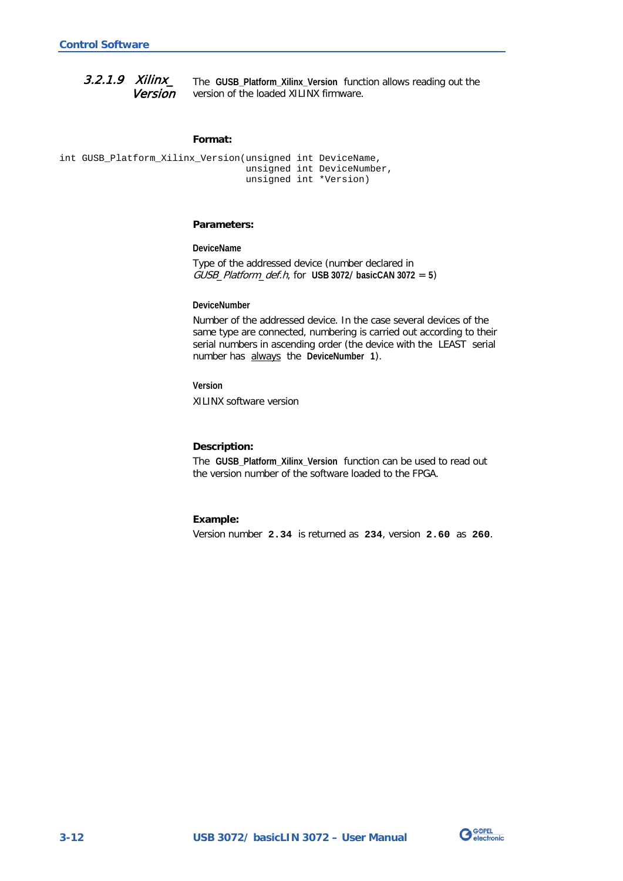### 3.2.1.9 *Xilinx_ Version*

The **GUSB_Platform_Xilinx_Version** function allows reading out the version of the loaded XILINX firmware.

**Format:**

```
int GUSB_Platform_Xilinx_Version(unsigned int DeviceName,
                                 unsigned int DeviceNumber,
                                 unsigned int *Version)
```

**Parameters:**

**DeviceName**

Type of the addressed device (number declared in *GUSB_Platform_def.h*, for **USB 3072/ basicCAN 3072 = 5**)

**DeviceNumber**

Number of the addressed device. In the case several devices of the same type are connected, numbering is carried out according to their serial numbers in ascending order (the device with the LEAST serial number has always the **DeviceNumber 1**).

**Version**

XILINX software version

**Description:**

The **GUSB_Platform_Xilinx_Version** function can be used to read out the version number of the software loaded to the FPGA.

**Example:**

Version number **2.34** is returned as **234**, version **2.60** as **260**.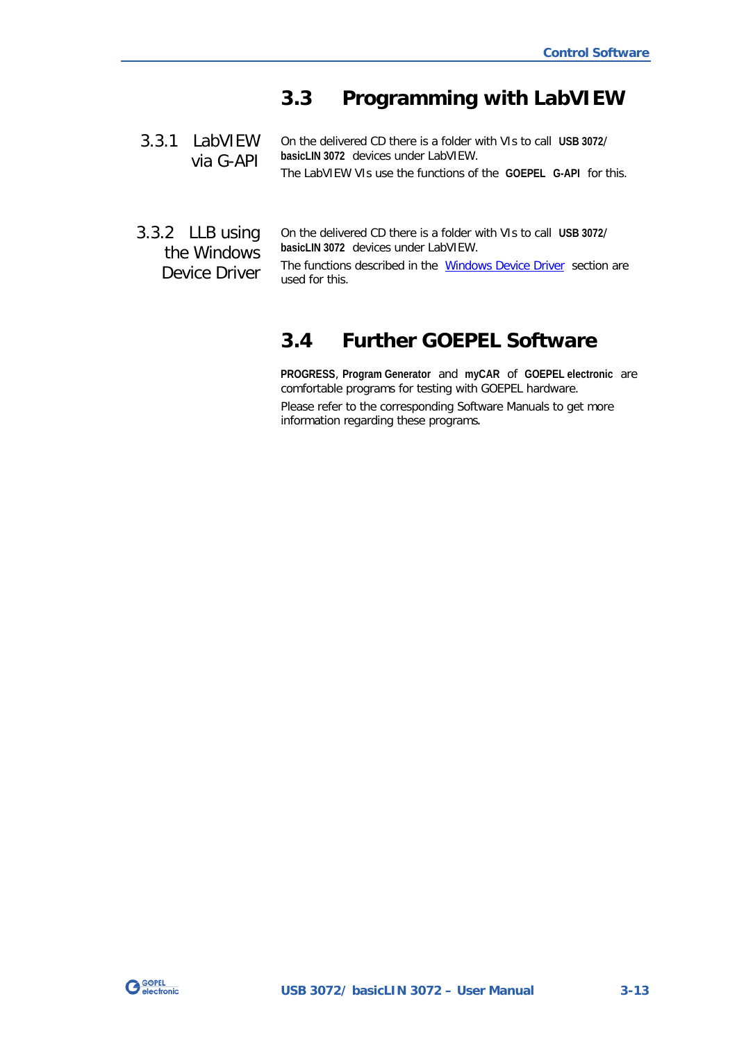## 3.3 Programming with LabVIEW

### 3.3.1 LabVIEW via G-API

On the delivered CD there is a folder with VIs to call **USB 3072/ basicLIN 3072** devices under LabVIEW.

The LabVIEW VIs use the functions of the **GOEPEL G-API** for this.

### 3.3.2 LLB using the Windows Device Driver

On the delivered CD there is a folder with VIs to call **USB 3072/ basicLIN 3072** devices under LabVIEW.

The functions described in the Windows Device Driver section are used for this.

## 3.4 Further GOEPEL Software

**PROGRESS**, **Program Generator** and **myCAR** of **GOEPEL electronic** are comfortable programs for testing with GOEPEL hardware.

Please refer to the corresponding Software Manuals to get more information regarding these programs.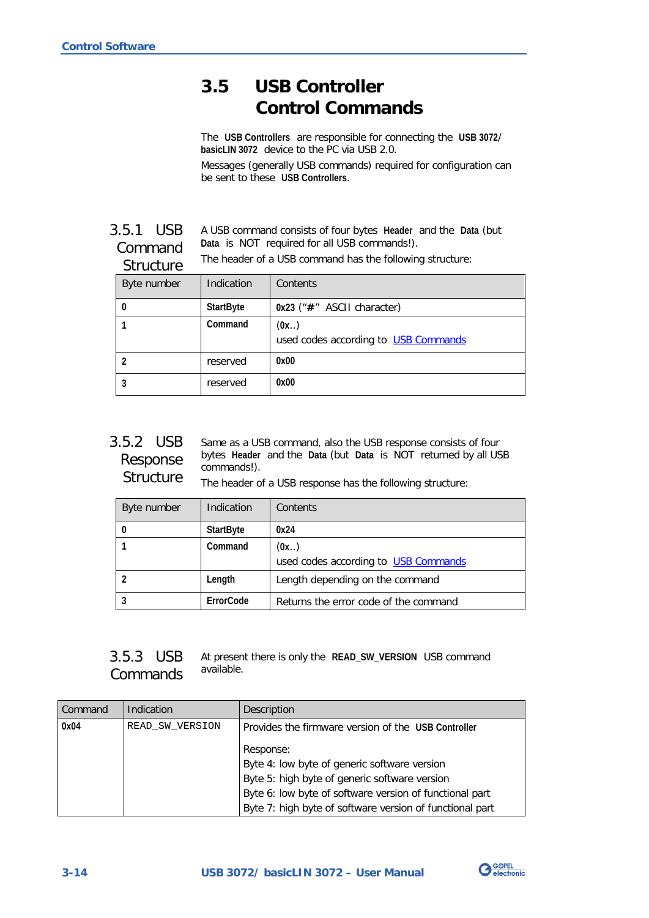## 3.5 USB Controller Control Commands

The **USB Controllers** are responsible for connecting the **USB 3072/ basicLIN 3072** device to the PC via USB 2.0.

Messages (generally USB commands) required for configuration can be sent to these **USB Controllers**.

### 3.5.1 USB Command Structure

A USB command consists of four bytes **Header** and the **Data** (but **Data** is NOT required for all USB commands!).

The header of a USB command has the following structure:

| Byte number | Indication | Contents |
|---|---|---|
| **0** | **StartByte** | **0x23** ("**#**" ASCII character) |
| **1** | **Command** | (**0x..**)<br>used codes according to USB Commands |
| **2** | reserved | **0x00** |
| **3** | reserved | **0x00** |

### 3.5.2 USB Response Structure

Same as a USB command, also the USB response consists of four bytes **Header** and the **Data** (but **Data** is NOT returned by all USB commands!).

The header of a USB response has the following structure:

| Byte number | Indication | Contents |
|---|---|---|
| **0** | **StartByte** | **0x24** |
| **1** | **Command** | (**0x..**)<br>used codes according to USB Commands |
| **2** | **Length** | Length depending on the command |
| **3** | **ErrorCode** | Returns the error code of the command |

### 3.5.3 USB Commands

At present there is only the **READ_SW_VERSION** USB command available.

| Command | Indication | Description |
|---|---|---|
| **0x04** | READ_SW_VERSION | Provides the firmware version of the **USB Controller**<br><br>Response:<br>Byte 4: low byte of generic software version<br>Byte 5: high byte of generic software version<br>Byte 6: low byte of software version of functional part<br>Byte 7: high byte of software version of functional part |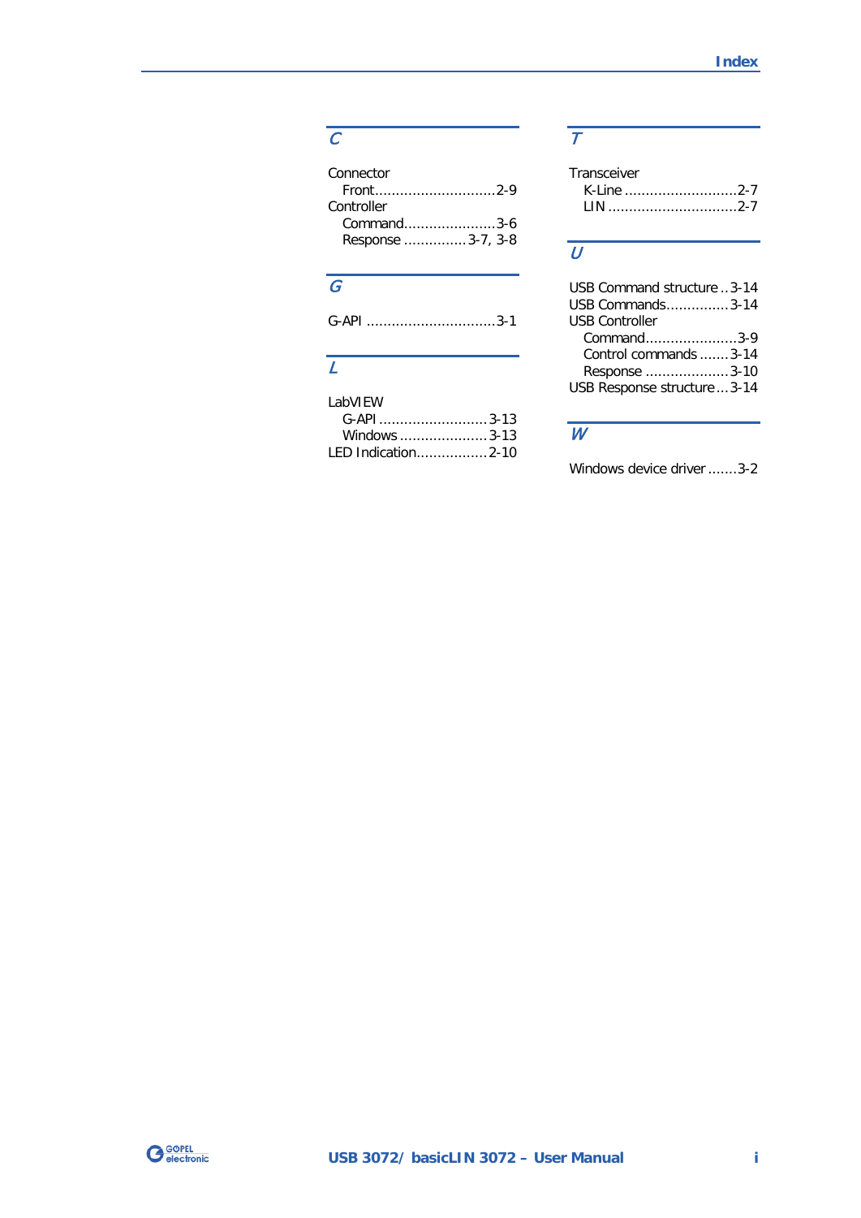## C

Connector
- Front ............................. 2-9

Controller
- Command ...................... 3-6
- Response ............... 3-7, 3-8

## G

G-API ............................... 3-1

## L

LabVIEW
- G-API .......................... 3-13
- Windows ..................... 3-13

LED Indication ................. 2-10

## T

Transceiver
- K-Line ........................... 2-7
- LIN ............................... 2-7

## U

USB Command structure .. 3-14

USB Commands ............... 3-14

USB Controller
- Command ...................... 3-9
- Control commands ....... 3-14
- Response .................... 3-10

USB Response structure ... 3-14

## W

Windows device driver ....... 3-2